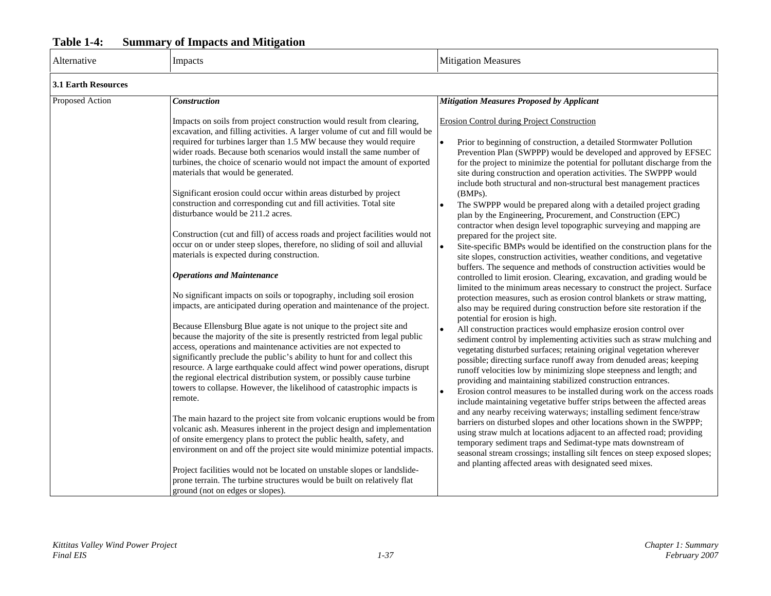## Table 1-4: Summary of Impacts and Mitigation

| Alternative | Impacts | Mitigation Measures |
|---|---|---|
| **3.1 Earth Resources** | | |
| Proposed Action | ***Construction***<br><br>Impacts on soils from project construction would result from clearing, excavation, and filling activities. A larger volume of cut and fill would be required for turbines larger than 1.5 MW because they would require wider roads. Because both scenarios would install the same number of turbines, the choice of scenario would not impact the amount of exported materials that would be generated.<br><br>Significant erosion could occur within areas disturbed by project construction and corresponding cut and fill activities. Total site disturbance would be 211.2 acres.<br><br>Construction (cut and fill) of access roads and project facilities would not occur on or under steep slopes, therefore, no sliding of soil and alluvial materials is expected during construction.<br><br>***Operations and Maintenance***<br><br>No significant impacts on soils or topography, including soil erosion impacts, are anticipated during operation and maintenance of the project.<br><br>Because Ellensburg Blue agate is not unique to the project site and because the majority of the site is presently restricted from legal public access, operations and maintenance activities are not expected to significantly preclude the public's ability to hunt for and collect this resource. A large earthquake could affect wind power operations, disrupt the regional electrical distribution system, or possibly cause turbine towers to collapse. However, the likelihood of catastrophic impacts is remote.<br><br>The main hazard to the project site from volcanic eruptions would be from volcanic ash. Measures inherent in the project design and implementation of onsite emergency plans to protect the public health, safety, and environment on and off the project site would minimize potential impacts.<br><br>Project facilities would not be located on unstable slopes or landslide-prone terrain. The turbine structures would be built on relatively flat ground (not on edges or slopes). | ***Mitigation Measures Proposed by Applicant***<br><br>Erosion Control during Project Construction<br><br>• Prior to beginning of construction, a detailed Stormwater Pollution Prevention Plan (SWPPP) would be developed and approved by EFSEC for the project to minimize the potential for pollutant discharge from the site during construction and operation activities. The SWPPP would include both structural and non-structural best management practices (BMPs).<br>• The SWPPP would be prepared along with a detailed project grading plan by the Engineering, Procurement, and Construction (EPC) contractor when design level topographic surveying and mapping are prepared for the project site.<br>• Site-specific BMPs would be identified on the construction plans for the site slopes, construction activities, weather conditions, and vegetative buffers. The sequence and methods of construction activities would be controlled to limit erosion. Clearing, excavation, and grading would be limited to the minimum areas necessary to construct the project. Surface protection measures, such as erosion control blankets or straw matting, also may be required during construction before site restoration if the potential for erosion is high.<br>• All construction practices would emphasize erosion control over sediment control by implementing activities such as straw mulching and vegetating disturbed surfaces; retaining original vegetation wherever possible; directing surface runoff away from denuded areas; keeping runoff velocities low by minimizing slope steepness and length; and providing and maintaining stabilized construction entrances.<br>• Erosion control measures to be installed during work on the access roads include maintaining vegetative buffer strips between the affected areas and any nearby receiving waterways; installing sediment fence/straw barriers on disturbed slopes and other locations shown in the SWPPP; using straw mulch at locations adjacent to an affected road; providing temporary sediment traps and Sedimat-type mats downstream of seasonal stream crossings; installing silt fences on steep exposed slopes; and planting affected areas with designated seed mixes. |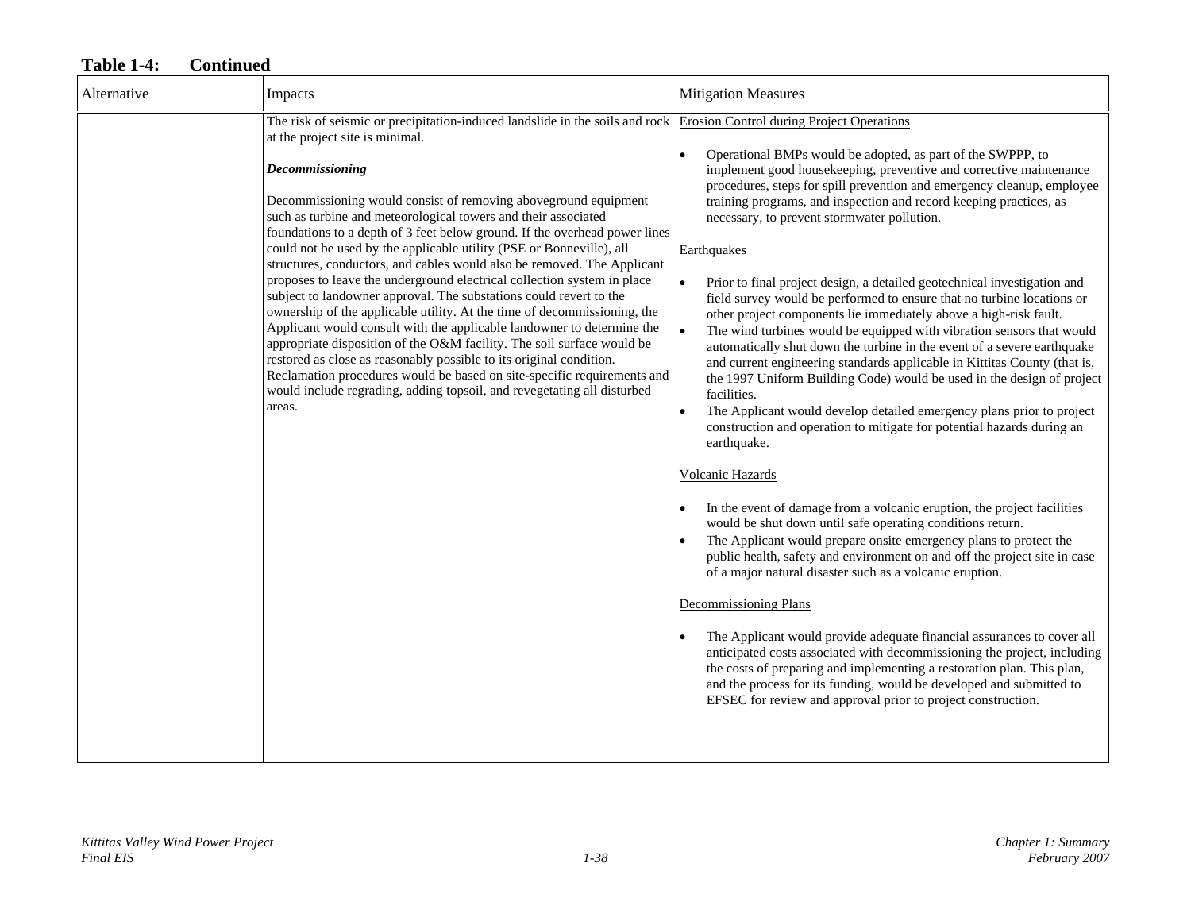**Table 1-4: Continued**

| Alternative | Impacts | Mitigation Measures |
|---|---|---|
| | The risk of seismic or precipitation-induced landslide in the soils and rock at the project site is minimal.<br><br>***Decommissioning***<br><br>Decommissioning would consist of removing aboveground equipment such as turbine and meteorological towers and their associated foundations to a depth of 3 feet below ground. If the overhead power lines could not be used by the applicable utility (PSE or Bonneville), all structures, conductors, and cables would also be removed. The Applicant proposes to leave the underground electrical collection system in place subject to landowner approval. The substations could revert to the ownership of the applicable utility. At the time of decommissioning, the Applicant would consult with the applicable landowner to determine the appropriate disposition of the O&M facility. The soil surface would be restored as close as reasonably possible to its original condition. Reclamation procedures would be based on site-specific requirements and would include regrading, adding topsoil, and revegetating all disturbed areas. | <u>Erosion Control during Project Operations</u><br><br>• Operational BMPs would be adopted, as part of the SWPPP, to implement good housekeeping, preventive and corrective maintenance procedures, steps for spill prevention and emergency cleanup, employee training programs, and inspection and record keeping practices, as necessary, to prevent stormwater pollution.<br><br><u>Earthquakes</u><br><br>• Prior to final project design, a detailed geotechnical investigation and field survey would be performed to ensure that no turbine locations or other project components lie immediately above a high-risk fault.<br>• The wind turbines would be equipped with vibration sensors that would automatically shut down the turbine in the event of a severe earthquake and current engineering standards applicable in Kittitas County (that is, the 1997 Uniform Building Code) would be used in the design of project facilities.<br>• The Applicant would develop detailed emergency plans prior to project construction and operation to mitigate for potential hazards during an earthquake.<br><br><u>Volcanic Hazards</u><br><br>• In the event of damage from a volcanic eruption, the project facilities would be shut down until safe operating conditions return.<br>• The Applicant would prepare onsite emergency plans to protect the public health, safety and environment on and off the project site in case of a major natural disaster such as a volcanic eruption.<br><br><u>Decommissioning Plans</u><br><br>• The Applicant would provide adequate financial assurances to cover all anticipated costs associated with decommissioning the project, including the costs of preparing and implementing a restoration plan. This plan, and the process for its funding, would be developed and submitted to EFSEC for review and approval prior to project construction. |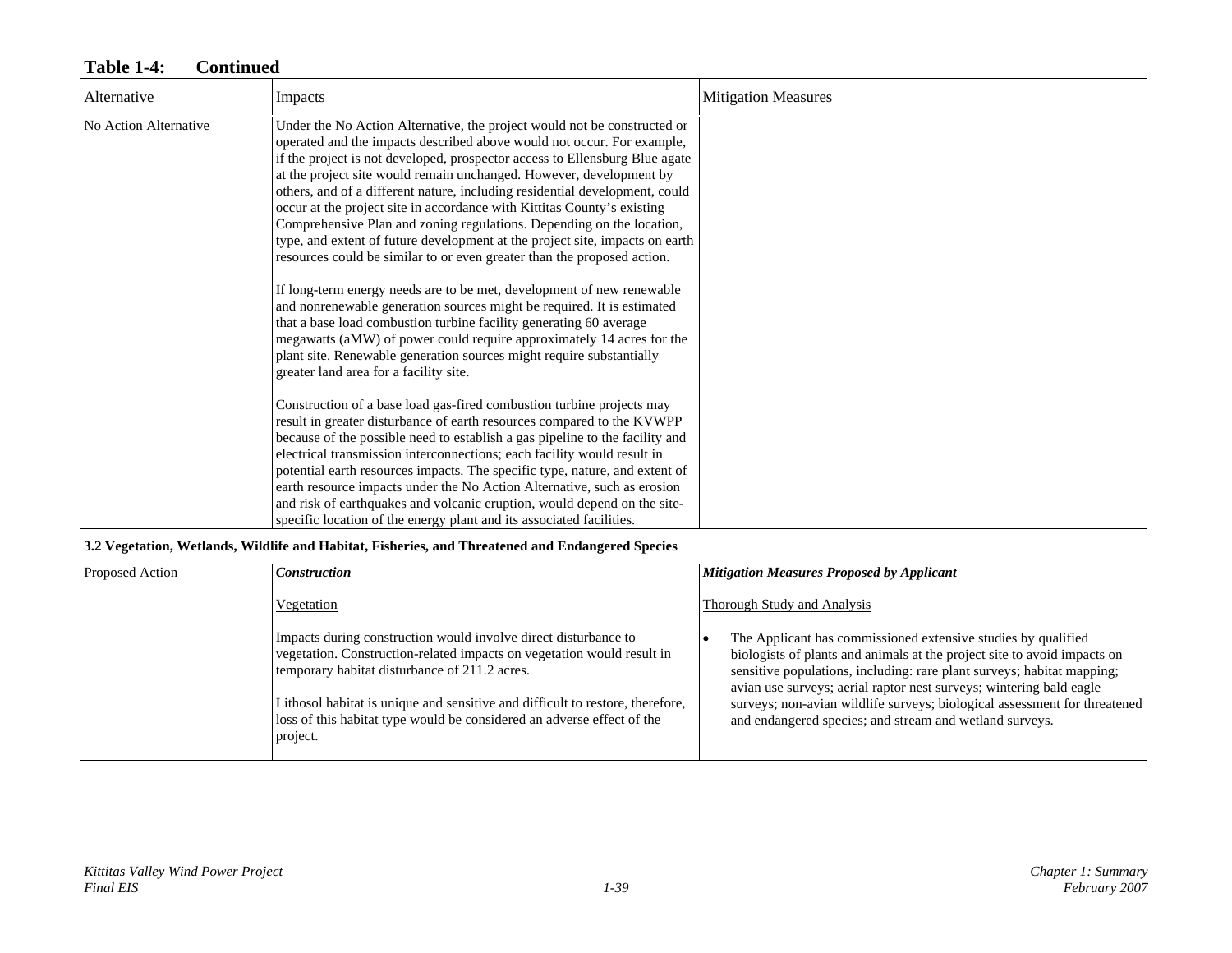**Table 1-4: Continued**

| Alternative | Impacts | Mitigation Measures |
|---|---|---|
| No Action Alternative | Under the No Action Alternative, the project would not be constructed or operated and the impacts described above would not occur. For example, if the project is not developed, prospector access to Ellensburg Blue agate at the project site would remain unchanged. However, development by others, and of a different nature, including residential development, could occur at the project site in accordance with Kittitas County's existing Comprehensive Plan and zoning regulations. Depending on the location, type, and extent of future development at the project site, impacts on earth resources could be similar to or even greater than the proposed action.<br><br>If long-term energy needs are to be met, development of new renewable and nonrenewable generation sources might be required. It is estimated that a base load combustion turbine facility generating 60 average megawatts (aMW) of power could require approximately 14 acres for the plant site. Renewable generation sources might require substantially greater land area for a facility site.<br><br>Construction of a base load gas-fired combustion turbine projects may result in greater disturbance of earth resources compared to the KVWPP because of the possible need to establish a gas pipeline to the facility and electrical transmission interconnections; each facility would result in potential earth resources impacts. The specific type, nature, and extent of earth resource impacts under the No Action Alternative, such as erosion and risk of earthquakes and volcanic eruption, would depend on the site-specific location of the energy plant and its associated facilities. | |
| **3.2 Vegetation, Wetlands, Wildlife and Habitat, Fisheries, and Threatened and Endangered Species** | | |
| Proposed Action | ***Construction***<br><br>Vegetation<br><br>Impacts during construction would involve direct disturbance to vegetation. Construction-related impacts on vegetation would result in temporary habitat disturbance of 211.2 acres.<br><br>Lithosol habitat is unique and sensitive and difficult to restore, therefore, loss of this habitat type would be considered an adverse effect of the project. | ***Mitigation Measures Proposed by Applicant***<br><br>Thorough Study and Analysis<br><br>• The Applicant has commissioned extensive studies by qualified biologists of plants and animals at the project site to avoid impacts on sensitive populations, including: rare plant surveys; habitat mapping; avian use surveys; aerial raptor nest surveys; wintering bald eagle surveys; non-avian wildlife surveys; biological assessment for threatened and endangered species; and stream and wetland surveys. |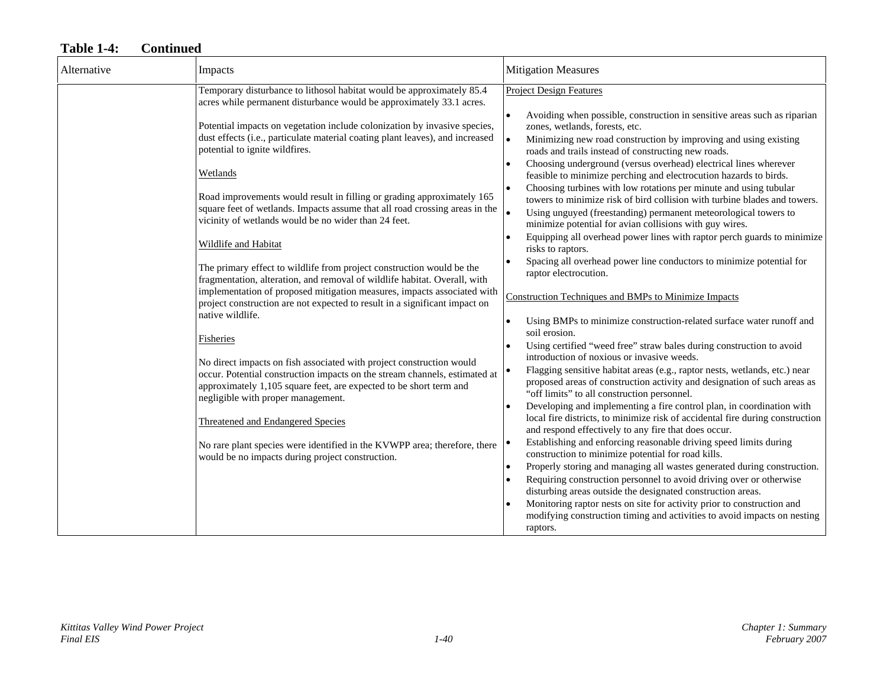**Table 1-4: Continued**

| Alternative | Impacts | Mitigation Measures |
|---|---|---|
| | Temporary disturbance to lithosol habitat would be approximately 85.4 acres while permanent disturbance would be approximately 33.1 acres.<br><br>Potential impacts on vegetation include colonization by invasive species, dust effects (i.e., particulate material coating plant leaves), and increased potential to ignite wildfires.<br><br><u>Wetlands</u><br><br>Road improvements would result in filling or grading approximately 165 square feet of wetlands. Impacts assume that all road crossing areas in the vicinity of wetlands would be no wider than 24 feet.<br><br><u>Wildlife and Habitat</u><br><br>The primary effect to wildlife from project construction would be the fragmentation, alteration, and removal of wildlife habitat. Overall, with implementation of proposed mitigation measures, impacts associated with project construction are not expected to result in a significant impact on native wildlife.<br><br><u>Fisheries</u><br><br>No direct impacts on fish associated with project construction would occur. Potential construction impacts on the stream channels, estimated at approximately 1,105 square feet, are expected to be short term and negligible with proper management.<br><br><u>Threatened and Endangered Species</u><br><br>No rare plant species were identified in the KVWPP area; therefore, there would be no impacts during project construction. | <u>Project Design Features</u><br><br>• Avoiding when possible, construction in sensitive areas such as riparian zones, wetlands, forests, etc.<br>• Minimizing new road construction by improving and using existing roads and trails instead of constructing new roads.<br>• Choosing underground (versus overhead) electrical lines wherever feasible to minimize perching and electrocution hazards to birds.<br>• Choosing turbines with low rotations per minute and using tubular towers to minimize risk of bird collision with turbine blades and towers.<br>• Using unguyed (freestanding) permanent meteorological towers to minimize potential for avian collisions with guy wires.<br>• Equipping all overhead power lines with raptor perch guards to minimize risks to raptors.<br>• Spacing all overhead power line conductors to minimize potential for raptor electrocution.<br><br><u>Construction Techniques and BMPs to Minimize Impacts</u><br><br>• Using BMPs to minimize construction-related surface water runoff and soil erosion.<br>• Using certified "weed free" straw bales during construction to avoid introduction of noxious or invasive weeds.<br>• Flagging sensitive habitat areas (e.g., raptor nests, wetlands, etc.) near proposed areas of construction activity and designation of such areas as "off limits" to all construction personnel.<br>• Developing and implementing a fire control plan, in coordination with local fire districts, to minimize risk of accidental fire during construction and respond effectively to any fire that does occur.<br>• Establishing and enforcing reasonable driving speed limits during construction to minimize potential for road kills.<br>• Properly storing and managing all wastes generated during construction.<br>• Requiring construction personnel to avoid driving over or otherwise disturbing areas outside the designated construction areas.<br>• Monitoring raptor nests on site for activity prior to construction and modifying construction timing and activities to avoid impacts on nesting raptors. |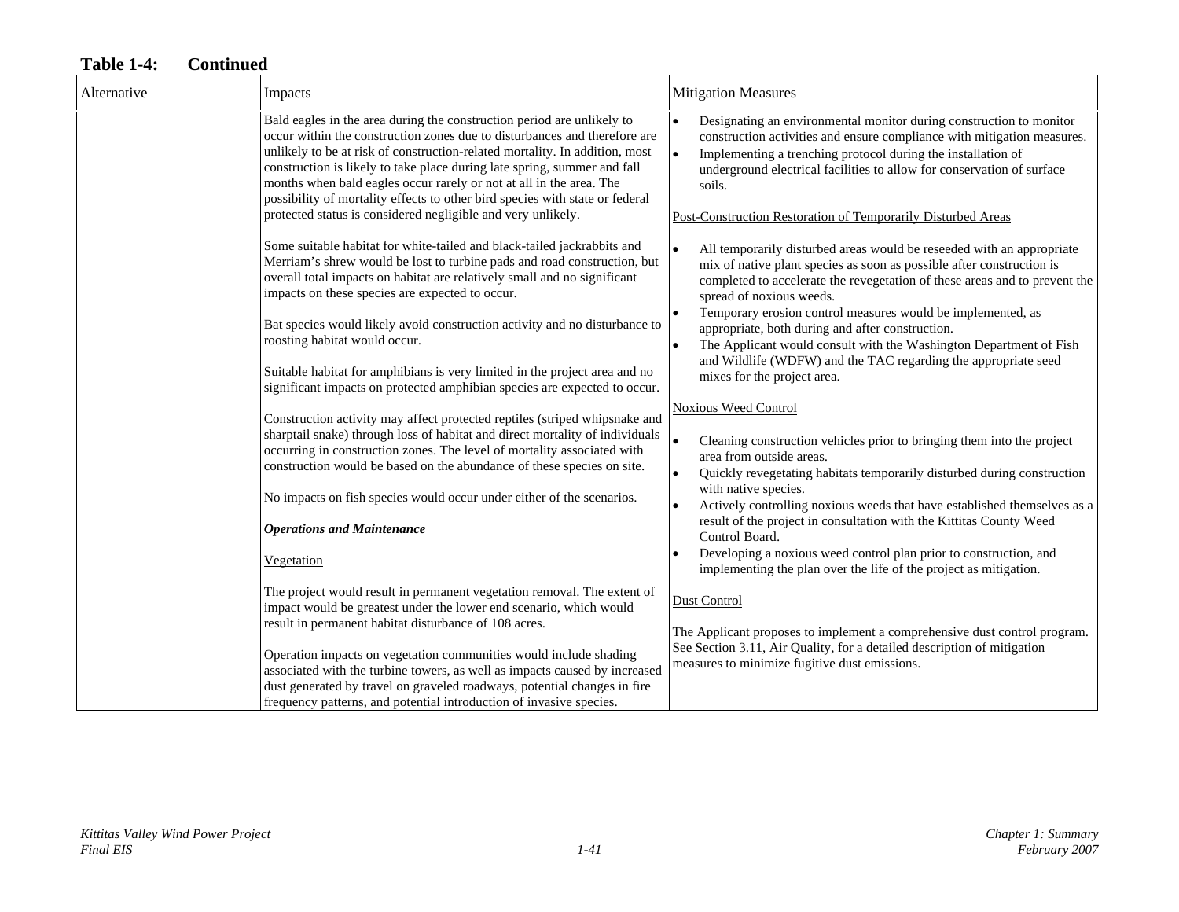**Table 1-4: Continued**

| Alternative | Impacts | Mitigation Measures |
|---|---|---|
| | Bald eagles in the area during the construction period are unlikely to occur within the construction zones due to disturbances and therefore are unlikely to be at risk of construction-related mortality. In addition, most construction is likely to take place during late spring, summer and fall months when bald eagles occur rarely or not at all in the area. The possibility of mortality effects to other bird species with state or federal protected status is considered negligible and very unlikely.<br><br>Some suitable habitat for white-tailed and black-tailed jackrabbits and Merriam's shrew would be lost to turbine pads and road construction, but overall total impacts on habitat are relatively small and no significant impacts on these species are expected to occur.<br><br>Bat species would likely avoid construction activity and no disturbance to roosting habitat would occur.<br><br>Suitable habitat for amphibians is very limited in the project area and no significant impacts on protected amphibian species are expected to occur.<br><br>Construction activity may affect protected reptiles (striped whipsnake and sharptail snake) through loss of habitat and direct mortality of individuals occurring in construction zones. The level of mortality associated with construction would be based on the abundance of these species on site.<br><br>No impacts on fish species would occur under either of the scenarios.<br><br>***Operations and Maintenance***<br><br><u>Vegetation</u><br><br>The project would result in permanent vegetation removal. The extent of impact would be greatest under the lower end scenario, which would result in permanent habitat disturbance of 108 acres.<br><br>Operation impacts on vegetation communities would include shading associated with the turbine towers, as well as impacts caused by increased dust generated by travel on graveled roadways, potential changes in fire frequency patterns, and potential introduction of invasive species. | • Designating an environmental monitor during construction to monitor construction activities and ensure compliance with mitigation measures.<br>• Implementing a trenching protocol during the installation of underground electrical facilities to allow for conservation of surface soils.<br><br><u>Post-Construction Restoration of Temporarily Disturbed Areas</u><br><br>• All temporarily disturbed areas would be reseeded with an appropriate mix of native plant species as soon as possible after construction is completed to accelerate the revegetation of these areas and to prevent the spread of noxious weeds.<br>• Temporary erosion control measures would be implemented, as appropriate, both during and after construction.<br>• The Applicant would consult with the Washington Department of Fish and Wildlife (WDFW) and the TAC regarding the appropriate seed mixes for the project area.<br><br><u>Noxious Weed Control</u><br><br>• Cleaning construction vehicles prior to bringing them into the project area from outside areas.<br>• Quickly revegetating habitats temporarily disturbed during construction with native species.<br>• Actively controlling noxious weeds that have established themselves as a result of the project in consultation with the Kittitas County Weed Control Board.<br>• Developing a noxious weed control plan prior to construction, and implementing the plan over the life of the project as mitigation.<br><br><u>Dust Control</u><br><br>The Applicant proposes to implement a comprehensive dust control program. See Section 3.11, Air Quality, for a detailed description of mitigation measures to minimize fugitive dust emissions. |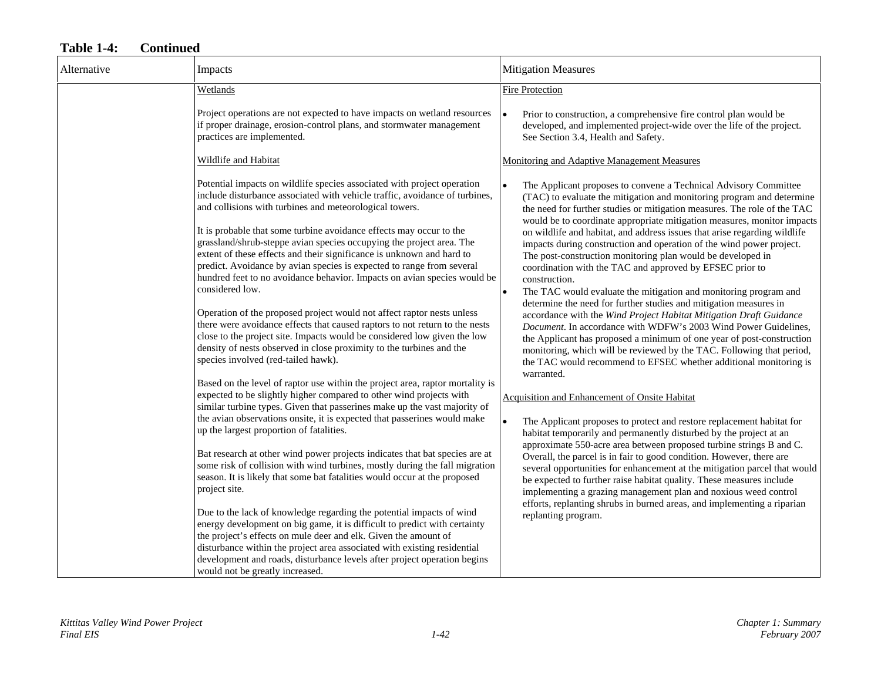**Table 1-4: Continued**

| Alternative | Impacts | Mitigation Measures |
|---|---|---|
| | <u>Wetlands</u><br><br>Project operations are not expected to have impacts on wetland resources if proper drainage, erosion-control plans, and stormwater management practices are implemented.<br><br><u>Wildlife and Habitat</u><br><br>Potential impacts on wildlife species associated with project operation include disturbance associated with vehicle traffic, avoidance of turbines, and collisions with turbines and meteorological towers.<br><br>It is probable that some turbine avoidance effects may occur to the grassland/shrub-steppe avian species occupying the project area. The extent of these effects and their significance is unknown and hard to predict. Avoidance by avian species is expected to range from several hundred feet to no avoidance behavior. Impacts on avian species would be considered low.<br><br>Operation of the proposed project would not affect raptor nests unless there were avoidance effects that caused raptors to not return to the nests close to the project site. Impacts would be considered low given the low density of nests observed in close proximity to the turbines and the species involved (red-tailed hawk).<br><br>Based on the level of raptor use within the project area, raptor mortality is expected to be slightly higher compared to other wind projects with similar turbine types. Given that passerines make up the vast majority of the avian observations onsite, it is expected that passerines would make up the largest proportion of fatalities.<br><br>Bat research at other wind power projects indicates that bat species are at some risk of collision with wind turbines, mostly during the fall migration season. It is likely that some bat fatalities would occur at the proposed project site.<br><br>Due to the lack of knowledge regarding the potential impacts of wind energy development on big game, it is difficult to predict with certainty the project's effects on mule deer and elk. Given the amount of disturbance within the project area associated with existing residential development and roads, disturbance levels after project operation begins would not be greatly increased. | <u>Fire Protection</u><br><br>• Prior to construction, a comprehensive fire control plan would be developed, and implemented project-wide over the life of the project. See Section 3.4, Health and Safety.<br><br><u>Monitoring and Adaptive Management Measures</u><br><br>• The Applicant proposes to convene a Technical Advisory Committee (TAC) to evaluate the mitigation and monitoring program and determine the need for further studies or mitigation measures. The role of the TAC would be to coordinate appropriate mitigation measures, monitor impacts on wildlife and habitat, and address issues that arise regarding wildlife impacts during construction and operation of the wind power project. The post-construction monitoring plan would be developed in coordination with the TAC and approved by EFSEC prior to construction.<br>• The TAC would evaluate the mitigation and monitoring program and determine the need for further studies and mitigation measures in accordance with the *Wind Project Habitat Mitigation Draft Guidance Document*. In accordance with WDFW's 2003 Wind Power Guidelines, the Applicant has proposed a minimum of one year of post-construction monitoring, which will be reviewed by the TAC. Following that period, the TAC would recommend to EFSEC whether additional monitoring is warranted.<br><br><u>Acquisition and Enhancement of Onsite Habitat</u><br><br>• The Applicant proposes to protect and restore replacement habitat for habitat temporarily and permanently disturbed by the project at an approximate 550-acre area between proposed turbine strings B and C. Overall, the parcel is in fair to good condition. However, there are several opportunities for enhancement at the mitigation parcel that would be expected to further raise habitat quality. These measures include implementing a grazing management plan and noxious weed control efforts, replanting shrubs in burned areas, and implementing a riparian replanting program. |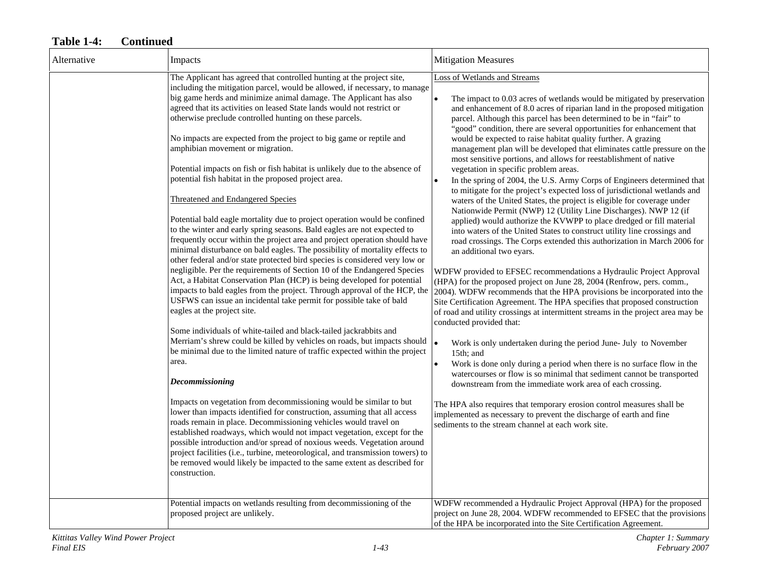**Table 1-4: Continued**

| Alternative | Impacts | Mitigation Measures |
|---|---|---|
| | The Applicant has agreed that controlled hunting at the project site, including the mitigation parcel, would be allowed, if necessary, to manage big game herds and minimize animal damage. The Applicant has also agreed that its activities on leased State lands would not restrict or otherwise preclude controlled hunting on these parcels.<br><br>No impacts are expected from the project to big game or reptile and amphibian movement or migration.<br><br>Potential impacts on fish or fish habitat is unlikely due to the absence of potential fish habitat in the proposed project area.<br><br><u>Threatened and Endangered Species</u><br><br>Potential bald eagle mortality due to project operation would be confined to the winter and early spring seasons. Bald eagles are not expected to frequently occur within the project area and project operation should have minimal disturbance on bald eagles. The possibility of mortality effects to other federal and/or state protected bird species is considered very low or negligible. Per the requirements of Section 10 of the Endangered Species Act, a Habitat Conservation Plan (HCP) is being developed for potential impacts to bald eagles from the project. Through approval of the HCP, the USFWS can issue an incidental take permit for possible take of bald eagles at the project site.<br><br>Some individuals of white-tailed and black-tailed jackrabbits and Merriam's shrew could be killed by vehicles on roads, but impacts should be minimal due to the limited nature of traffic expected within the project area.<br><br>***Decommissioning***<br><br>Impacts on vegetation from decommissioning would be similar to but lower than impacts identified for construction, assuming that all access roads remain in place. Decommissioning vehicles would travel on established roadways, which would not impact vegetation, except for the possible introduction and/or spread of noxious weeds. Vegetation around project facilities (i.e., turbine, meteorological, and transmission towers) to be removed would likely be impacted to the same extent as described for construction. | <u>Loss of Wetlands and Streams</u><br><br>• The impact to 0.03 acres of wetlands would be mitigated by preservation and enhancement of 8.0 acres of riparian land in the proposed mitigation parcel. Although this parcel has been determined to be in "fair" to "good" condition, there are several opportunities for enhancement that would be expected to raise habitat quality further. A grazing management plan will be developed that eliminates cattle pressure on the most sensitive portions, and allows for reestablishment of native vegetation in specific problem areas.<br>• In the spring of 2004, the U.S. Army Corps of Engineers determined that to mitigate for the project's expected loss of jurisdictional wetlands and waters of the United States, the project is eligible for coverage under Nationwide Permit (NWP) 12 (Utility Line Discharges). NWP 12 (if applied) would authorize the KVWPP to place dredged or fill material into waters of the United States to construct utility line crossings and road crossings. The Corps extended this authorization in March 2006 for an additional two eyars.<br><br>WDFW provided to EFSEC recommendations a Hydraulic Project Approval (HPA) for the proposed project on June 28, 2004 (Renfrow, pers. comm., 2004). WDFW recommends that the HPA provisions be incorporated into the Site Certification Agreement. The HPA specifies that proposed construction of road and utility crossings at intermittent streams in the project area may be conducted provided that:<br><br>• Work is only undertaken during the period June- July to November 15th; and<br>• Work is done only during a period when there is no surface flow in the watercourses or flow is so minimal that sediment cannot be transported downstream from the immediate work area of each crossing.<br><br>The HPA also requires that temporary erosion control measures shall be implemented as necessary to prevent the discharge of earth and fine sediments to the stream channel at each work site. |
| | Potential impacts on wetlands resulting from decommissioning of the proposed project are unlikely. | WDFW recommended a Hydraulic Project Approval (HPA) for the proposed project on June 28, 2004. WDFW recommended to EFSEC that the provisions of the HPA be incorporated into the Site Certification Agreement. |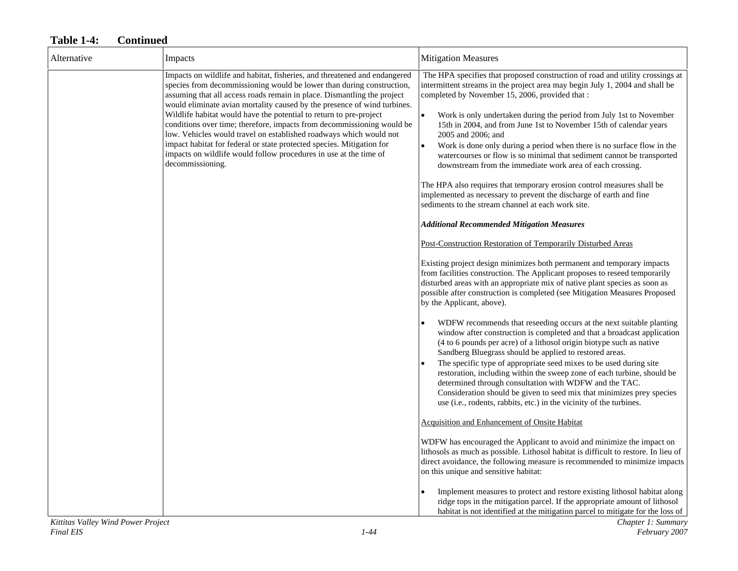**Table 1-4: Continued**

| Alternative | Impacts | Mitigation Measures |
|---|---|---|
| | Impacts on wildlife and habitat, fisheries, and threatened and endangered species from decommissioning would be lower than during construction, assuming that all access roads remain in place. Dismantling the project would eliminate avian mortality caused by the presence of wind turbines. Wildlife habitat would have the potential to return to pre-project conditions over time; therefore, impacts from decommissioning would be low. Vehicles would travel on established roadways which would not impact habitat for federal or state protected species. Mitigation for impacts on wildlife would follow procedures in use at the time of decommissioning. | The HPA specifies that proposed construction of road and utility crossings at intermittent streams in the project area may begin July 1, 2004 and shall be completed by November 15, 2006, provided that :<br><br>• Work is only undertaken during the period from July 1st to November 15th in 2004, and from June 1st to November 15th of calendar years 2005 and 2006; and<br>• Work is done only during a period when there is no surface flow in the watercourses or flow is so minimal that sediment cannot be transported downstream from the immediate work area of each crossing.<br><br>The HPA also requires that temporary erosion control measures shall be implemented as necessary to prevent the discharge of earth and fine sediments to the stream channel at each work site.<br><br>***Additional Recommended Mitigation Measures***<br><br><u>Post-Construction Restoration of Temporarily Disturbed Areas</u><br><br>Existing project design minimizes both permanent and temporary impacts from facilities construction. The Applicant proposes to reseed temporarily disturbed areas with an appropriate mix of native plant species as soon as possible after construction is completed (see Mitigation Measures Proposed by the Applicant, above).<br><br>• WDFW recommends that reseeding occurs at the next suitable planting window after construction is completed and that a broadcast application (4 to 6 pounds per acre) of a lithosol origin biotype such as native Sandberg Bluegrass should be applied to restored areas.<br>• The specific type of appropriate seed mixes to be used during site restoration, including within the sweep zone of each turbine, should be determined through consultation with WDFW and the TAC. Consideration should be given to seed mix that minimizes prey species use (i.e., rodents, rabbits, etc.) in the vicinity of the turbines.<br><br><u>Acquisition and Enhancement of Onsite Habitat</u><br><br>WDFW has encouraged the Applicant to avoid and minimize the impact on lithosols as much as possible. Lithosol habitat is difficult to restore. In lieu of direct avoidance, the following measure is recommended to minimize impacts on this unique and sensitive habitat:<br><br>• Implement measures to protect and restore existing lithosol habitat along ridge tops in the mitigation parcel. If the appropriate amount of lithosol habitat is not identified at the mitigation parcel to mitigate for the loss of |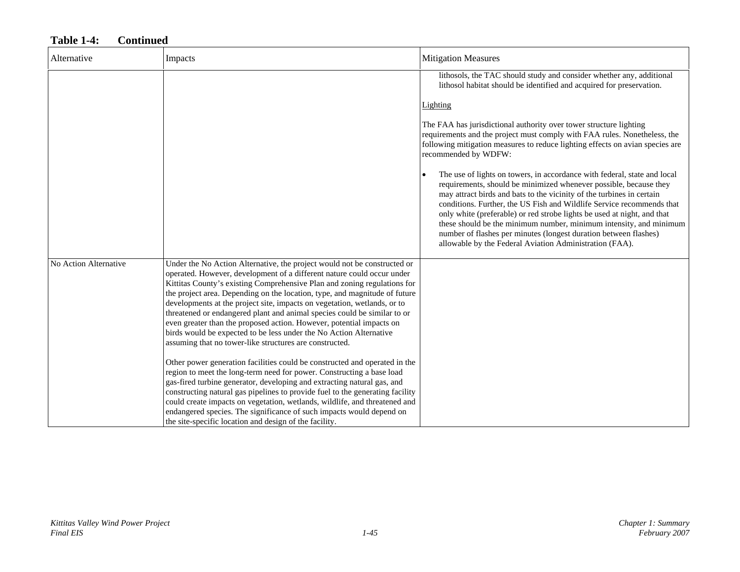**Table 1-4: Continued**

| Alternative | Impacts | Mitigation Measures |
|---|---|---|
| | | lithosols, the TAC should study and consider whether any, additional lithosol habitat should be identified and acquired for preservation.<br><br><u>Lighting</u><br><br>The FAA has jurisdictional authority over tower structure lighting requirements and the project must comply with FAA rules. Nonetheless, the following mitigation measures to reduce lighting effects on avian species are recommended by WDFW:<br><br>• The use of lights on towers, in accordance with federal, state and local requirements, should be minimized whenever possible, because they may attract birds and bats to the vicinity of the turbines in certain conditions. Further, the US Fish and Wildlife Service recommends that only white (preferable) or red strobe lights be used at night, and that these should be the minimum number, minimum intensity, and minimum number of flashes per minutes (longest duration between flashes) allowable by the Federal Aviation Administration (FAA). |
| No Action Alternative | Under the No Action Alternative, the project would not be constructed or operated. However, development of a different nature could occur under Kittitas County's existing Comprehensive Plan and zoning regulations for the project area. Depending on the location, type, and magnitude of future developments at the project site, impacts on vegetation, wetlands, or to threatened or endangered plant and animal species could be similar to or even greater than the proposed action. However, potential impacts on birds would be expected to be less under the No Action Alternative assuming that no tower-like structures are constructed.<br><br>Other power generation facilities could be constructed and operated in the region to meet the long-term need for power. Constructing a base load gas-fired turbine generator, developing and extracting natural gas, and constructing natural gas pipelines to provide fuel to the generating facility could create impacts on vegetation, wetlands, wildlife, and threatened and endangered species. The significance of such impacts would depend on the site-specific location and design of the facility. | |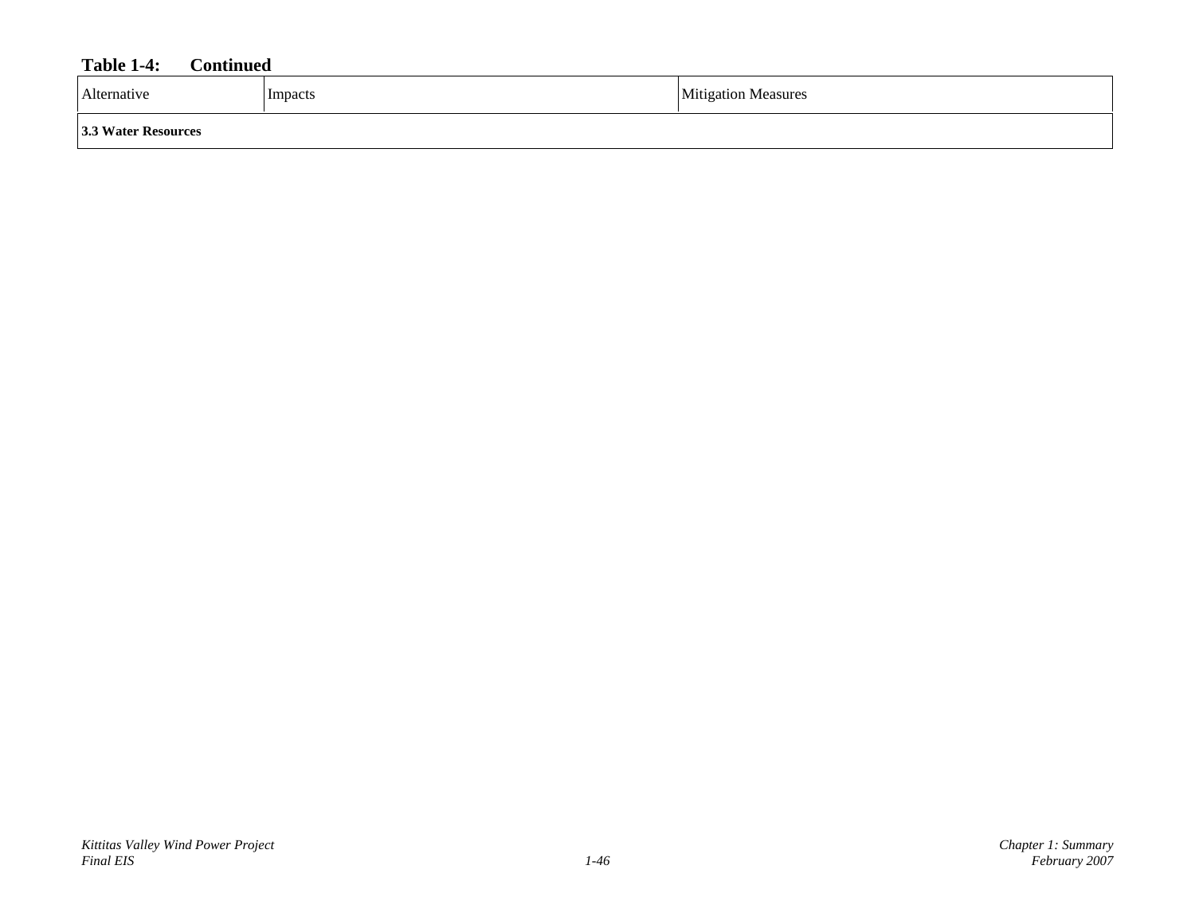**Table 1-4: Continued**

| Alternative | Impacts | Mitigation Measures |
| --- | --- | --- |
| **3.3 Water Resources** | | |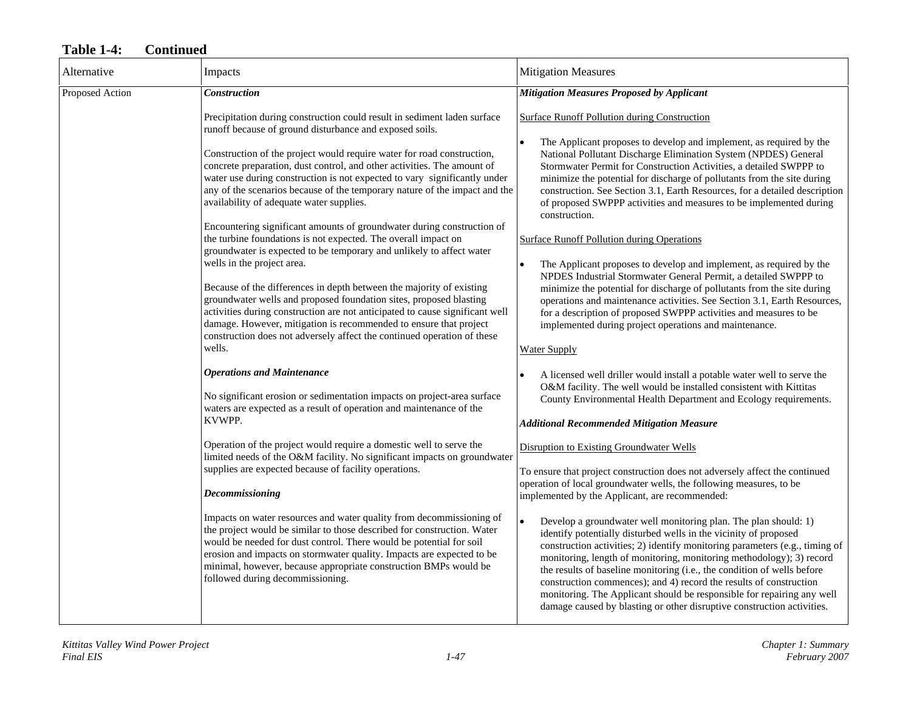**Table 1-4: Continued**

| Alternative | Impacts | Mitigation Measures |
|---|---|---|
| Proposed Action | ***Construction***<br><br>Precipitation during construction could result in sediment laden surface runoff because of ground disturbance and exposed soils.<br><br>Construction of the project would require water for road construction, concrete preparation, dust control, and other activities. The amount of water use during construction is not expected to vary significantly under any of the scenarios because of the temporary nature of the impact and the availability of adequate water supplies.<br><br>Encountering significant amounts of groundwater during construction of the turbine foundations is not expected. The overall impact on groundwater is expected to be temporary and unlikely to affect water wells in the project area.<br><br>Because of the differences in depth between the majority of existing groundwater wells and proposed foundation sites, proposed blasting activities during construction are not anticipated to cause significant well damage. However, mitigation is recommended to ensure that project construction does not adversely affect the continued operation of these wells.<br><br>***Operations and Maintenance***<br><br>No significant erosion or sedimentation impacts on project-area surface waters are expected as a result of operation and maintenance of the KVWPP.<br><br>Operation of the project would require a domestic well to serve the limited needs of the O&M facility. No significant impacts on groundwater supplies are expected because of facility operations.<br><br>***Decommissioning***<br><br>Impacts on water resources and water quality from decommissioning of the project would be similar to those described for construction. Water would be needed for dust control. There would be potential for soil erosion and impacts on stormwater quality. Impacts are expected to be minimal, however, because appropriate construction BMPs would be followed during decommissioning. | ***Mitigation Measures Proposed by Applicant***<br><br>Surface Runoff Pollution during Construction<br><br>• The Applicant proposes to develop and implement, as required by the National Pollutant Discharge Elimination System (NPDES) General Stormwater Permit for Construction Activities, a detailed SWPPP to minimize the potential for discharge of pollutants from the site during construction. See Section 3.1, Earth Resources, for a detailed description of proposed SWPPP activities and measures to be implemented during construction.<br><br>Surface Runoff Pollution during Operations<br><br>• The Applicant proposes to develop and implement, as required by the NPDES Industrial Stormwater General Permit, a detailed SWPPP to minimize the potential for discharge of pollutants from the site during operations and maintenance activities. See Section 3.1, Earth Resources, for a description of proposed SWPPP activities and measures to be implemented during project operations and maintenance.<br><br>Water Supply<br><br>• A licensed well driller would install a potable water well to serve the O&M facility. The well would be installed consistent with Kittitas County Environmental Health Department and Ecology requirements.<br><br>***Additional Recommended Mitigation Measure***<br><br>Disruption to Existing Groundwater Wells<br><br>To ensure that project construction does not adversely affect the continued operation of local groundwater wells, the following measures, to be implemented by the Applicant, are recommended:<br><br>• Develop a groundwater well monitoring plan. The plan should: 1) identify potentially disturbed wells in the vicinity of proposed construction activities; 2) identify monitoring parameters (e.g., timing of monitoring, length of monitoring, monitoring methodology); 3) record the results of baseline monitoring (i.e., the condition of wells before construction commences); and 4) record the results of construction monitoring. The Applicant should be responsible for repairing any well damage caused by blasting or other disruptive construction activities. |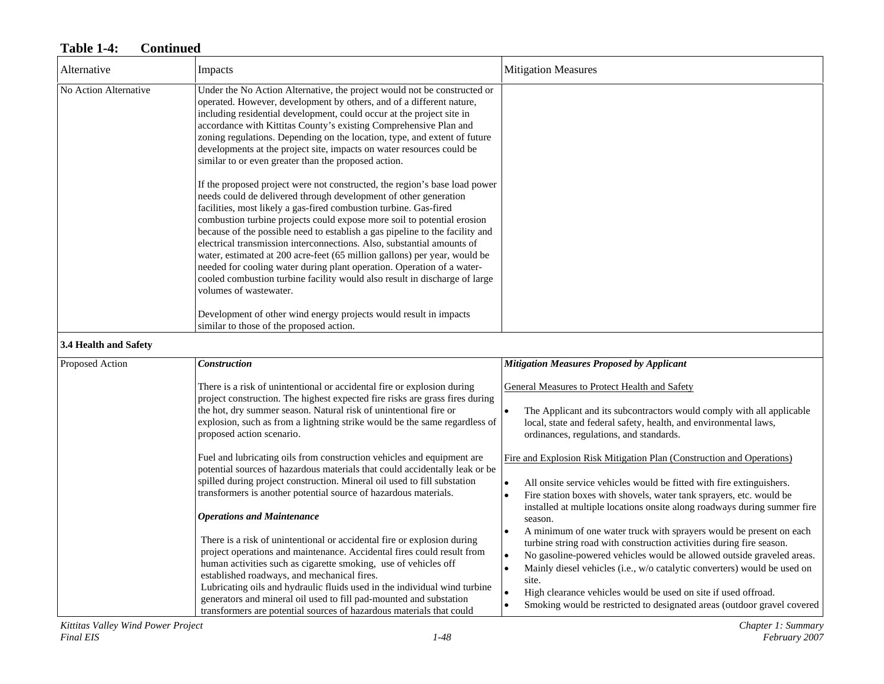**Table 1-4: Continued**

| Alternative | Impacts | Mitigation Measures |
|---|---|---|
| No Action Alternative | Under the No Action Alternative, the project would not be constructed or operated. However, development by others, and of a different nature, including residential development, could occur at the project site in accordance with Kittitas County's existing Comprehensive Plan and zoning regulations. Depending on the location, type, and extent of future developments at the project site, impacts on water resources could be similar to or even greater than the proposed action.<br><br>If the proposed project were not constructed, the region's base load power needs could de delivered through development of other generation facilities, most likely a gas-fired combustion turbine. Gas-fired combustion turbine projects could expose more soil to potential erosion because of the possible need to establish a gas pipeline to the facility and electrical transmission interconnections. Also, substantial amounts of water, estimated at 200 acre-feet (65 million gallons) per year, would be needed for cooling water during plant operation. Operation of a water-cooled combustion turbine facility would also result in discharge of large volumes of wastewater.<br><br>Development of other wind energy projects would result in impacts similar to those of the proposed action. | |
| **3.4 Health and Safety** | | |
| Proposed Action | ***Construction***<br><br>There is a risk of unintentional or accidental fire or explosion during project construction. The highest expected fire risks are grass fires during the hot, dry summer season. Natural risk of unintentional fire or explosion, such as from a lightning strike would be the same regardless of proposed action scenario.<br><br>Fuel and lubricating oils from construction vehicles and equipment are potential sources of hazardous materials that could accidentally leak or be spilled during project construction. Mineral oil used to fill substation transformers is another potential source of hazardous materials.<br><br>***Operations and Maintenance***<br><br>There is a risk of unintentional or accidental fire or explosion during project operations and maintenance. Accidental fires could result from human activities such as cigarette smoking, use of vehicles off established roadways, and mechanical fires.<br>Lubricating oils and hydraulic fluids used in the individual wind turbine generators and mineral oil used to fill pad-mounted and substation transformers are potential sources of hazardous materials that could | ***Mitigation Measures Proposed by Applicant***<br><br><u>General Measures to Protect Health and Safety</u><br><br>• The Applicant and its subcontractors would comply with all applicable local, state and federal safety, health, and environmental laws, ordinances, regulations, and standards.<br><br><u>Fire and Explosion Risk Mitigation Plan (Construction and Operations)</u><br><br>• All onsite service vehicles would be fitted with fire extinguishers.<br>• Fire station boxes with shovels, water tank sprayers, etc. would be installed at multiple locations onsite along roadways during summer fire season.<br>• A minimum of one water truck with sprayers would be present on each turbine string road with construction activities during fire season.<br>• No gasoline-powered vehicles would be allowed outside graveled areas.<br>• Mainly diesel vehicles (i.e., w/o catalytic converters) would be used on site.<br>• High clearance vehicles would be used on site if used offroad.<br>• Smoking would be restricted to designated areas (outdoor gravel covered |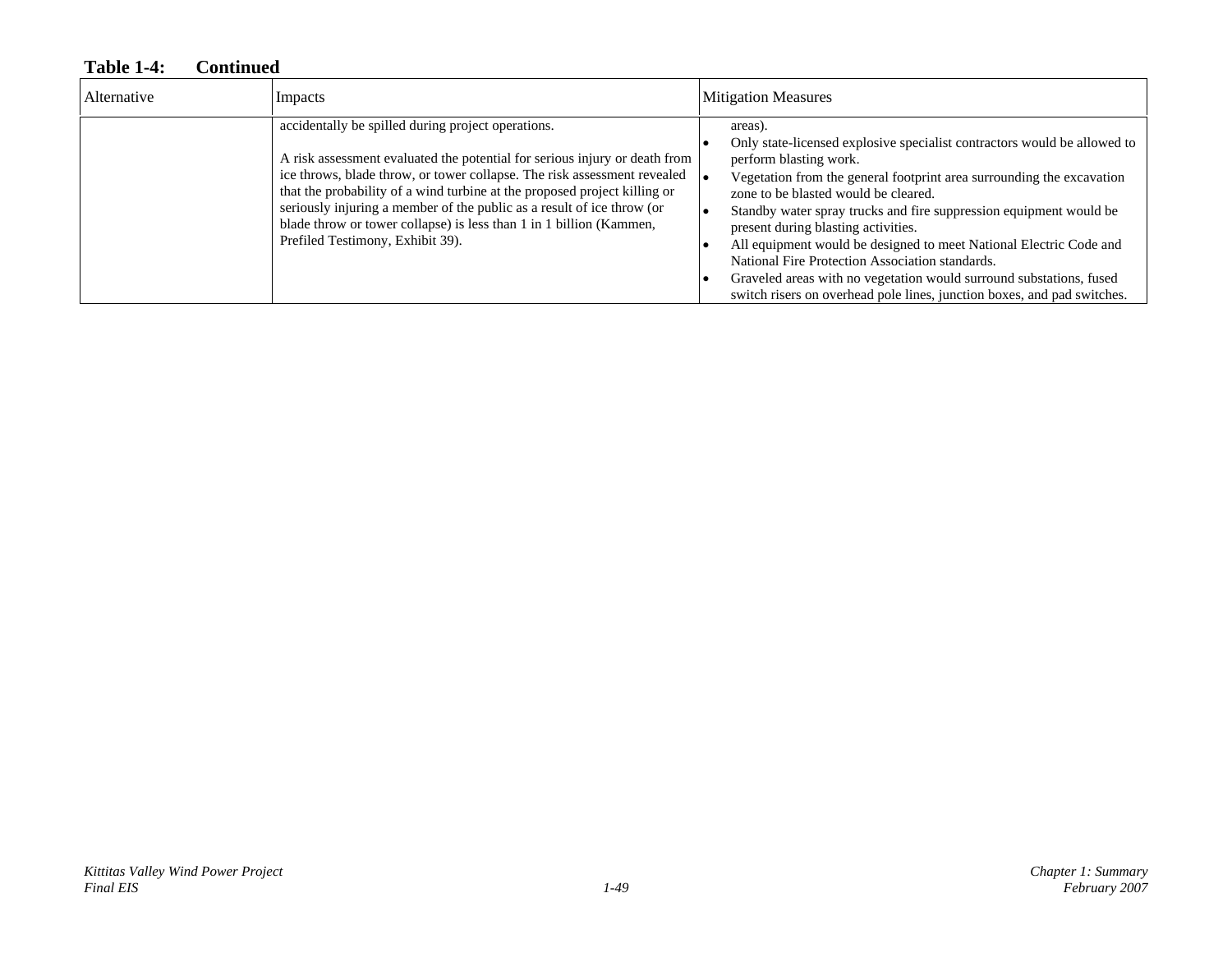**Table 1-4: Continued**

| Alternative | Impacts | Mitigation Measures |
|---|---|---|
| | accidentally be spilled during project operations.<br><br>A risk assessment evaluated the potential for serious injury or death from ice throws, blade throw, or tower collapse. The risk assessment revealed that the probability of a wind turbine at the proposed project killing or seriously injuring a member of the public as a result of ice throw (or blade throw or tower collapse) is less than 1 in 1 billion (Kammen, Prefiled Testimony, Exhibit 39). | areas).<br>• Only state-licensed explosive specialist contractors would be allowed to perform blasting work.<br>• Vegetation from the general footprint area surrounding the excavation zone to be blasted would be cleared.<br>• Standby water spray trucks and fire suppression equipment would be present during blasting activities.<br>• All equipment would be designed to meet National Electric Code and National Fire Protection Association standards.<br>• Graveled areas with no vegetation would surround substations, fused switch risers on overhead pole lines, junction boxes, and pad switches. |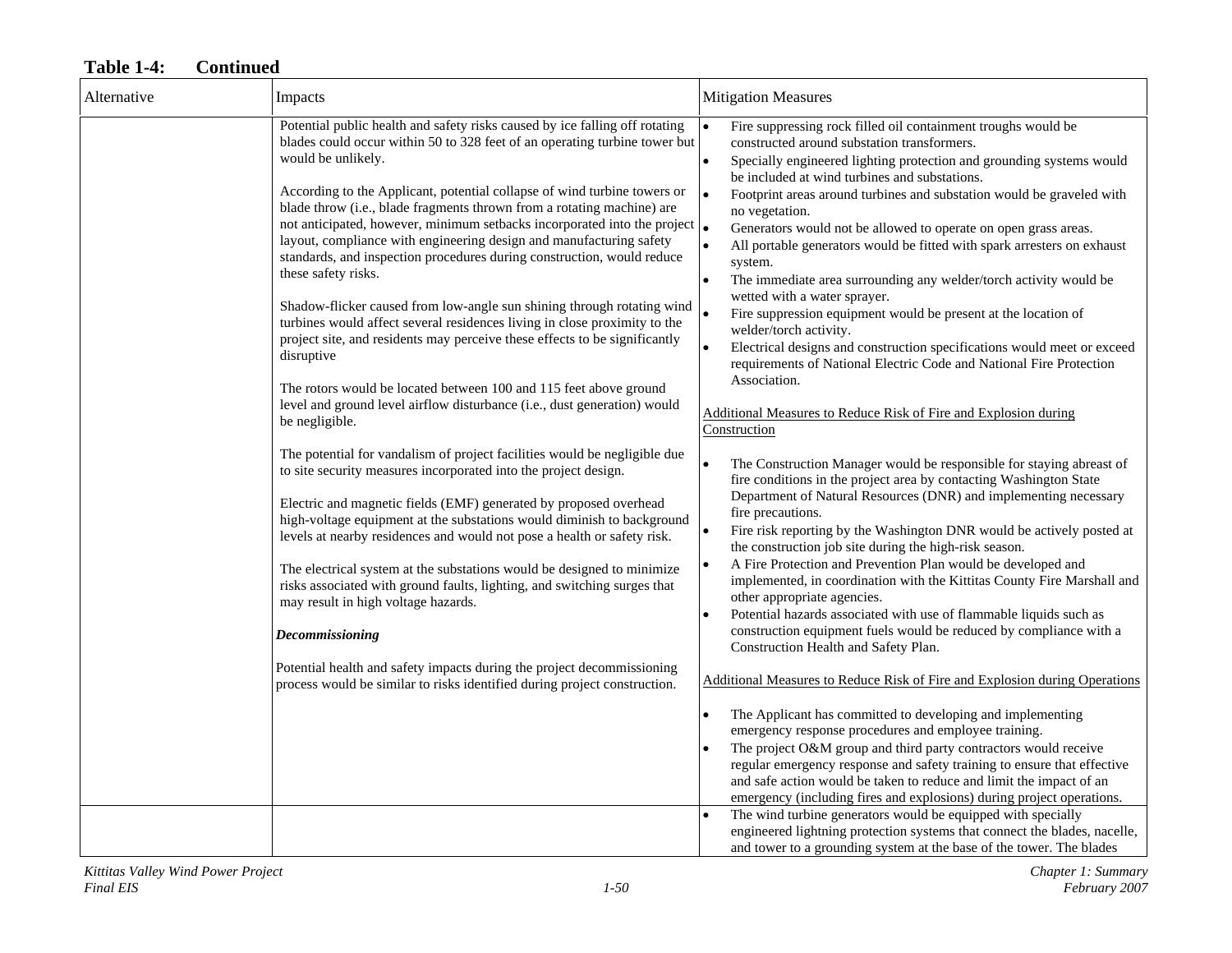**Table 1-4: Continued**

| Alternative | Impacts | Mitigation Measures |
|---|---|---|
| | Potential public health and safety risks caused by ice falling off rotating blades could occur within 50 to 328 feet of an operating turbine tower but would be unlikely.<br><br>According to the Applicant, potential collapse of wind turbine towers or blade throw (i.e., blade fragments thrown from a rotating machine) are not anticipated, however, minimum setbacks incorporated into the project layout, compliance with engineering design and manufacturing safety standards, and inspection procedures during construction, would reduce these safety risks.<br><br>Shadow-flicker caused from low-angle sun shining through rotating wind turbines would affect several residences living in close proximity to the project site, and residents may perceive these effects to be significantly disruptive<br><br>The rotors would be located between 100 and 115 feet above ground level and ground level airflow disturbance (i.e., dust generation) would be negligible.<br><br>The potential for vandalism of project facilities would be negligible due to site security measures incorporated into the project design.<br><br>Electric and magnetic fields (EMF) generated by proposed overhead high-voltage equipment at the substations would diminish to background levels at nearby residences and would not pose a health or safety risk.<br><br>The electrical system at the substations would be designed to minimize risks associated with ground faults, lighting, and switching surges that may result in high voltage hazards.<br><br>***Decommissioning***<br><br>Potential health and safety impacts during the project decommissioning process would be similar to risks identified during project construction. | • Fire suppressing rock filled oil containment troughs would be constructed around substation transformers.<br>• Specially engineered lighting protection and grounding systems would be included at wind turbines and substations.<br>• Footprint areas around turbines and substation would be graveled with no vegetation.<br>• Generators would not be allowed to operate on open grass areas.<br>• All portable generators would be fitted with spark arresters on exhaust system.<br>• The immediate area surrounding any welder/torch activity would be wetted with a water sprayer.<br>• Fire suppression equipment would be present at the location of welder/torch activity.<br>• Electrical designs and construction specifications would meet or exceed requirements of National Electric Code and National Fire Protection Association.<br><br><u>Additional Measures to Reduce Risk of Fire and Explosion during Construction</u><br><br>• The Construction Manager would be responsible for staying abreast of fire conditions in the project area by contacting Washington State Department of Natural Resources (DNR) and implementing necessary fire precautions.<br>• Fire risk reporting by the Washington DNR would be actively posted at the construction job site during the high-risk season.<br>• A Fire Protection and Prevention Plan would be developed and implemented, in coordination with the Kittitas County Fire Marshall and other appropriate agencies.<br>• Potential hazards associated with use of flammable liquids such as construction equipment fuels would be reduced by compliance with a Construction Health and Safety Plan.<br><br><u>Additional Measures to Reduce Risk of Fire and Explosion during Operations</u><br><br>• The Applicant has committed to developing and implementing emergency response procedures and employee training.<br>• The project O&M group and third party contractors would receive regular emergency response and safety training to ensure that effective and safe action would be taken to reduce and limit the impact of an emergency (including fires and explosions) during project operations. |
| | | • The wind turbine generators would be equipped with specially engineered lightning protection systems that connect the blades, nacelle, and tower to a grounding system at the base of the tower. The blades |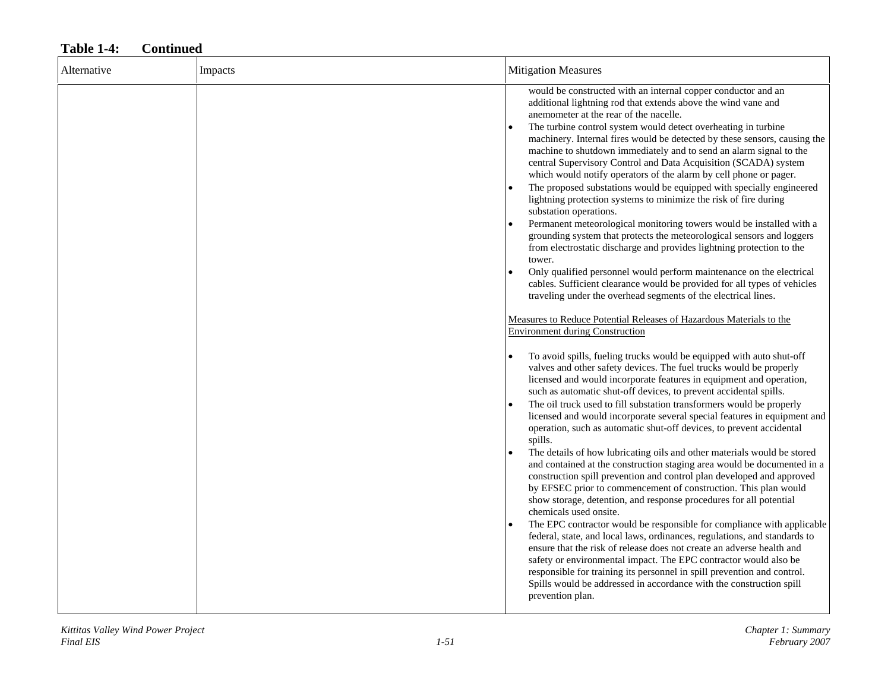**Table 1-4: Continued**

| Alternative | Impacts | Mitigation Measures |
|---|---|---|
| | | would be constructed with an internal copper conductor and an additional lightning rod that extends above the wind vane and anemometer at the rear of the nacelle.<br>• The turbine control system would detect overheating in turbine machinery. Internal fires would be detected by these sensors, causing the machine to shutdown immediately and to send an alarm signal to the central Supervisory Control and Data Acquisition (SCADA) system which would notify operators of the alarm by cell phone or pager.<br>• The proposed substations would be equipped with specially engineered lightning protection systems to minimize the risk of fire during substation operations.<br>• Permanent meteorological monitoring towers would be installed with a grounding system that protects the meteorological sensors and loggers from electrostatic discharge and provides lightning protection to the tower.<br>• Only qualified personnel would perform maintenance on the electrical cables. Sufficient clearance would be provided for all types of vehicles traveling under the overhead segments of the electrical lines.<br><br><u>Measures to Reduce Potential Releases of Hazardous Materials to the Environment during Construction</u><br><br>• To avoid spills, fueling trucks would be equipped with auto shut-off valves and other safety devices. The fuel trucks would be properly licensed and would incorporate features in equipment and operation, such as automatic shut-off devices, to prevent accidental spills.<br>• The oil truck used to fill substation transformers would be properly licensed and would incorporate several special features in equipment and operation, such as automatic shut-off devices, to prevent accidental spills.<br>• The details of how lubricating oils and other materials would be stored and contained at the construction staging area would be documented in a construction spill prevention and control plan developed and approved by EFSEC prior to commencement of construction. This plan would show storage, detention, and response procedures for all potential chemicals used onsite.<br>• The EPC contractor would be responsible for compliance with applicable federal, state, and local laws, ordinances, regulations, and standards to ensure that the risk of release does not create an adverse health and safety or environmental impact. The EPC contractor would also be responsible for training its personnel in spill prevention and control. Spills would be addressed in accordance with the construction spill prevention plan. |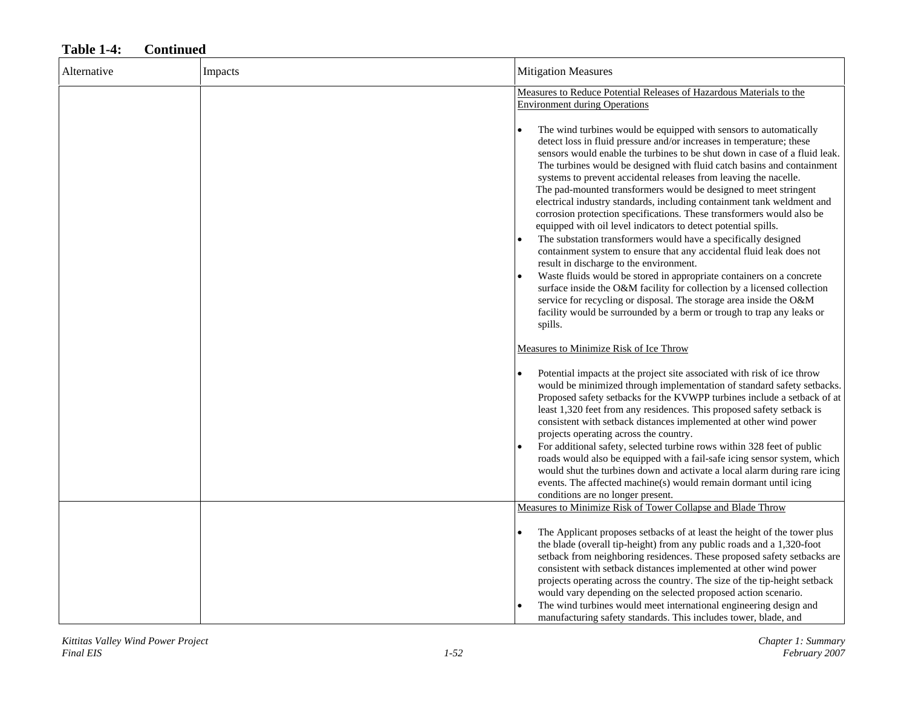**Table 1-4: Continued**

| Alternative | Impacts | Mitigation Measures |
|---|---|---|
| | | Measures to Reduce Potential Releases of Hazardous Materials to the Environment during Operations<br><br>• The wind turbines would be equipped with sensors to automatically detect loss in fluid pressure and/or increases in temperature; these sensors would enable the turbines to be shut down in case of a fluid leak. The turbines would be designed with fluid catch basins and containment systems to prevent accidental releases from leaving the nacelle. The pad-mounted transformers would be designed to meet stringent electrical industry standards, including containment tank weldment and corrosion protection specifications. These transformers would also be equipped with oil level indicators to detect potential spills.<br>• The substation transformers would have a specifically designed containment system to ensure that any accidental fluid leak does not result in discharge to the environment.<br>• Waste fluids would be stored in appropriate containers on a concrete surface inside the O&M facility for collection by a licensed collection service for recycling or disposal. The storage area inside the O&M facility would be surrounded by a berm or trough to trap any leaks or spills.<br><br>Measures to Minimize Risk of Ice Throw<br><br>• Potential impacts at the project site associated with risk of ice throw would be minimized through implementation of standard safety setbacks. Proposed safety setbacks for the KVWPP turbines include a setback of at least 1,320 feet from any residences. This proposed safety setback is consistent with setback distances implemented at other wind power projects operating across the country.<br>• For additional safety, selected turbine rows within 328 feet of public roads would also be equipped with a fail-safe icing sensor system, which would shut the turbines down and activate a local alarm during rare icing events. The affected machine(s) would remain dormant until icing conditions are no longer present. |
| | | Measures to Minimize Risk of Tower Collapse and Blade Throw<br><br>• The Applicant proposes setbacks of at least the height of the tower plus the blade (overall tip-height) from any public roads and a 1,320-foot setback from neighboring residences. These proposed safety setbacks are consistent with setback distances implemented at other wind power projects operating across the country. The size of the tip-height setback would vary depending on the selected proposed action scenario.<br>• The wind turbines would meet international engineering design and manufacturing safety standards. This includes tower, blade, and |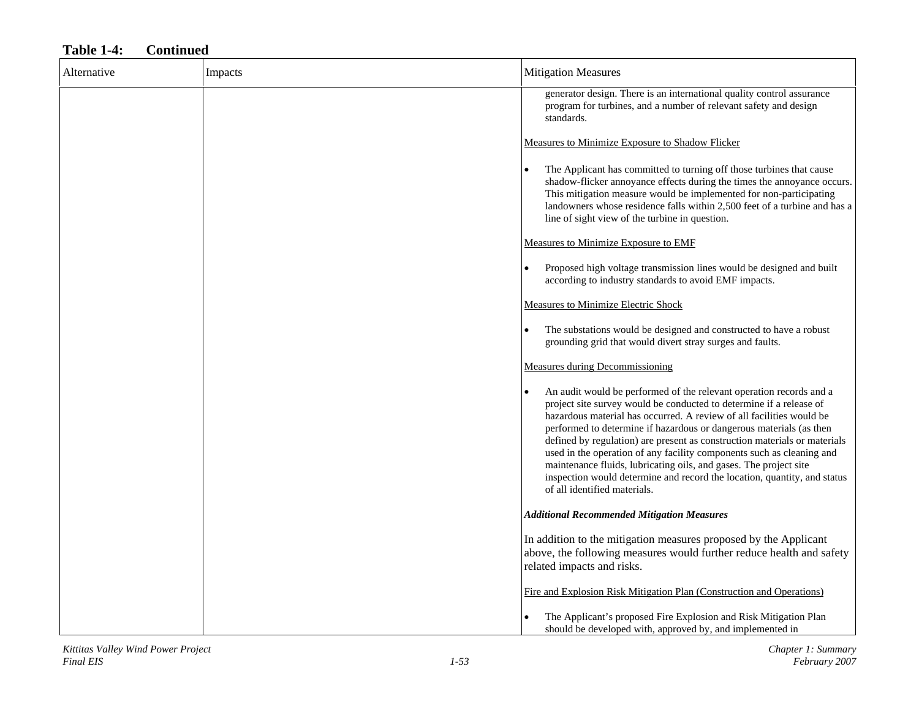**Table 1-4: Continued**

| Alternative | Impacts | Mitigation Measures |
|---|---|---|
| | | generator design. There is an international quality control assurance program for turbines, and a number of relevant safety and design standards.<br><br><u>Measures to Minimize Exposure to Shadow Flicker</u><br><br>• The Applicant has committed to turning off those turbines that cause shadow-flicker annoyance effects during the times the annoyance occurs. This mitigation measure would be implemented for non-participating landowners whose residence falls within 2,500 feet of a turbine and has a line of sight view of the turbine in question.<br><br><u>Measures to Minimize Exposure to EMF</u><br><br>• Proposed high voltage transmission lines would be designed and built according to industry standards to avoid EMF impacts.<br><br><u>Measures to Minimize Electric Shock</u><br><br>• The substations would be designed and constructed to have a robust grounding grid that would divert stray surges and faults.<br><br><u>Measures during Decommissioning</u><br><br>• An audit would be performed of the relevant operation records and a project site survey would be conducted to determine if a release of hazardous material has occurred. A review of all facilities would be performed to determine if hazardous or dangerous materials (as then defined by regulation) are present as construction materials or materials used in the operation of any facility components such as cleaning and maintenance fluids, lubricating oils, and gases. The project site inspection would determine and record the location, quantity, and status of all identified materials.<br><br>***Additional Recommended Mitigation Measures***<br><br>In addition to the mitigation measures proposed by the Applicant above, the following measures would further reduce health and safety related impacts and risks.<br><br><u>Fire and Explosion Risk Mitigation Plan (Construction and Operations)</u><br><br>• The Applicant's proposed Fire Explosion and Risk Mitigation Plan should be developed with, approved by, and implemented in |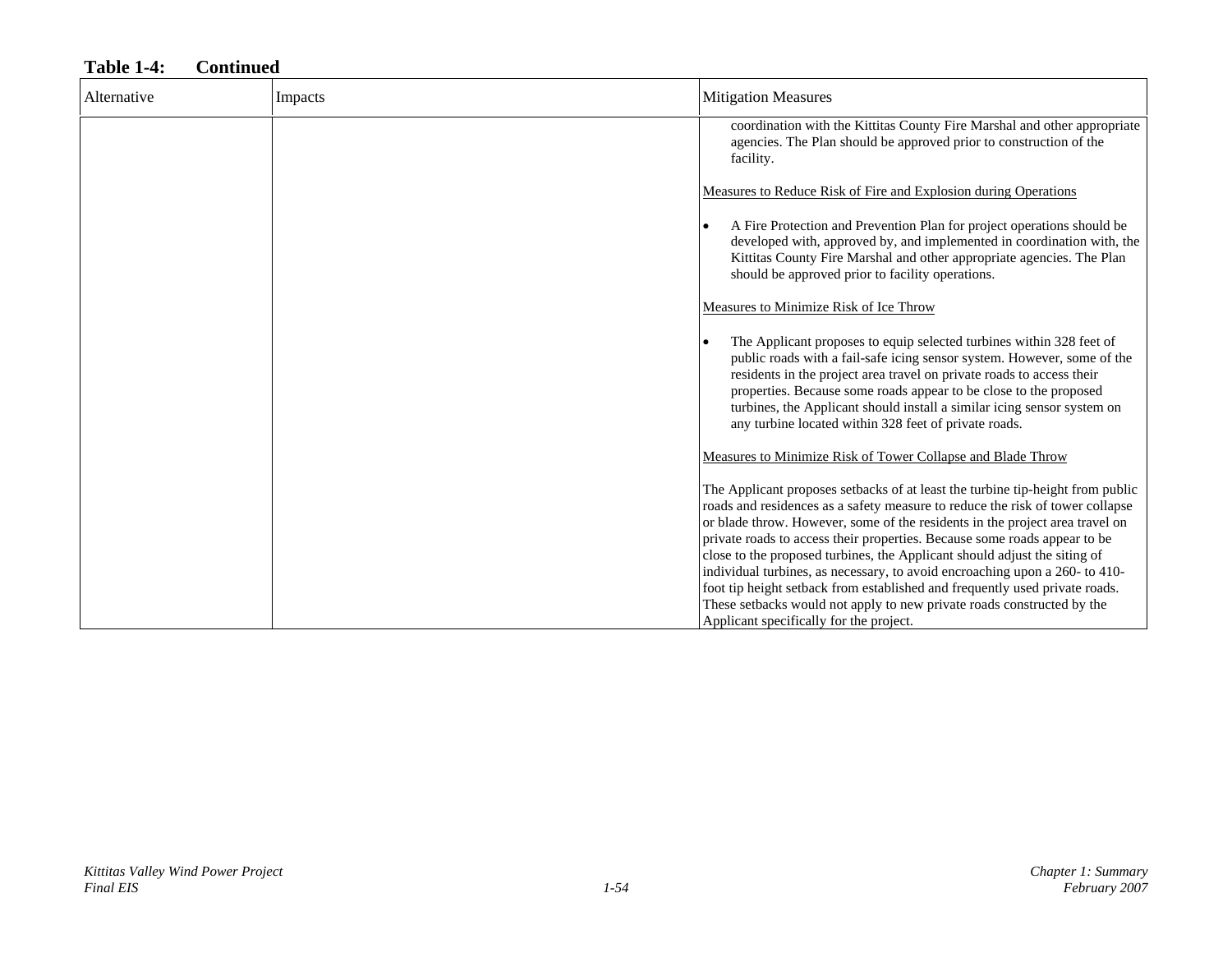**Table 1-4: Continued**

| Alternative | Impacts | Mitigation Measures |
|---|---|---|
| | | coordination with the Kittitas County Fire Marshal and other appropriate agencies. The Plan should be approved prior to construction of the facility.<br><br><u>Measures to Reduce Risk of Fire and Explosion during Operations</u><br><br>• A Fire Protection and Prevention Plan for project operations should be developed with, approved by, and implemented in coordination with, the Kittitas County Fire Marshal and other appropriate agencies. The Plan should be approved prior to facility operations.<br><br><u>Measures to Minimize Risk of Ice Throw</u><br><br>• The Applicant proposes to equip selected turbines within 328 feet of public roads with a fail-safe icing sensor system. However, some of the residents in the project area travel on private roads to access their properties. Because some roads appear to be close to the proposed turbines, the Applicant should install a similar icing sensor system on any turbine located within 328 feet of private roads.<br><br><u>Measures to Minimize Risk of Tower Collapse and Blade Throw</u><br><br>The Applicant proposes setbacks of at least the turbine tip-height from public roads and residences as a safety measure to reduce the risk of tower collapse or blade throw. However, some of the residents in the project area travel on private roads to access their properties. Because some roads appear to be close to the proposed turbines, the Applicant should adjust the siting of individual turbines, as necessary, to avoid encroaching upon a 260- to 410-foot tip height setback from established and frequently used private roads. These setbacks would not apply to new private roads constructed by the Applicant specifically for the project. |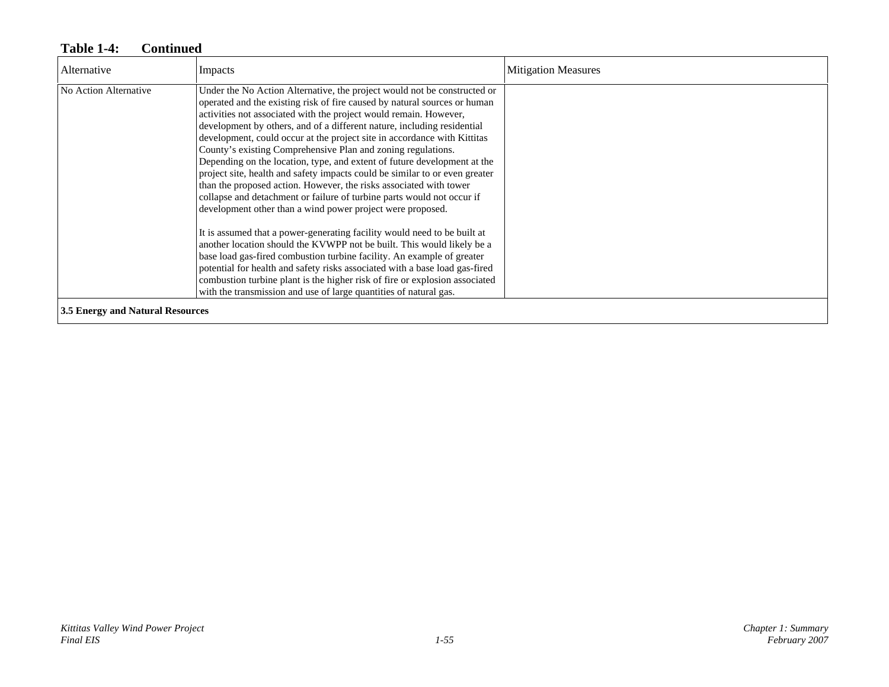**Table 1-4: Continued**

| Alternative | Impacts | Mitigation Measures |
|---|---|---|
| No Action Alternative | Under the No Action Alternative, the project would not be constructed or operated and the existing risk of fire caused by natural sources or human activities not associated with the project would remain. However, development by others, and of a different nature, including residential development, could occur at the project site in accordance with Kittitas County's existing Comprehensive Plan and zoning regulations. Depending on the location, type, and extent of future development at the project site, health and safety impacts could be similar to or even greater than the proposed action. However, the risks associated with tower collapse and detachment or failure of turbine parts would not occur if development other than a wind power project were proposed.<br><br>It is assumed that a power-generating facility would need to be built at another location should the KVWPP not be built. This would likely be a base load gas-fired combustion turbine facility. An example of greater potential for health and safety risks associated with a base load gas-fired combustion turbine plant is the higher risk of fire or explosion associated with the transmission and use of large quantities of natural gas. | |
| **3.5 Energy and Natural Resources** | | |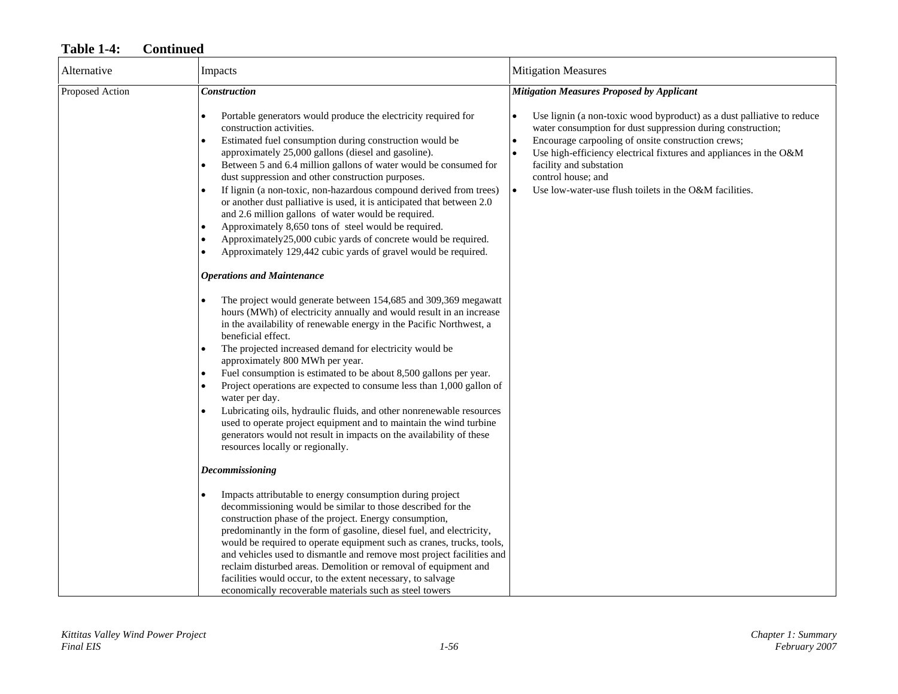**Table 1-4: Continued**

| Alternative | Impacts | Mitigation Measures |
|---|---|---|
| Proposed Action | ***Construction***<br><br>• Portable generators would produce the electricity required for construction activities.<br>• Estimated fuel consumption during construction would be approximately 25,000 gallons (diesel and gasoline).<br>• Between 5 and 6.4 million gallons of water would be consumed for dust suppression and other construction purposes.<br>• If lignin (a non-toxic, non-hazardous compound derived from trees) or another dust palliative is used, it is anticipated that between 2.0 and 2.6 million gallons of water would be required.<br>• Approximately 8,650 tons of steel would be required.<br>• Approximately25,000 cubic yards of concrete would be required.<br>• Approximately 129,442 cubic yards of gravel would be required.<br><br>***Operations and Maintenance***<br><br>• The project would generate between 154,685 and 309,369 megawatt hours (MWh) of electricity annually and would result in an increase in the availability of renewable energy in the Pacific Northwest, a beneficial effect.<br>• The projected increased demand for electricity would be approximately 800 MWh per year.<br>• Fuel consumption is estimated to be about 8,500 gallons per year.<br>• Project operations are expected to consume less than 1,000 gallon of water per day.<br>• Lubricating oils, hydraulic fluids, and other nonrenewable resources used to operate project equipment and to maintain the wind turbine generators would not result in impacts on the availability of these resources locally or regionally.<br><br>***Decommissioning***<br><br>• Impacts attributable to energy consumption during project decommissioning would be similar to those described for the construction phase of the project. Energy consumption, predominantly in the form of gasoline, diesel fuel, and electricity, would be required to operate equipment such as cranes, trucks, tools, and vehicles used to dismantle and remove most project facilities and reclaim disturbed areas. Demolition or removal of equipment and facilities would occur, to the extent necessary, to salvage economically recoverable materials such as steel towers | ***Mitigation Measures Proposed by Applicant***<br><br>• Use lignin (a non-toxic wood byproduct) as a dust palliative to reduce water consumption for dust suppression during construction;<br>• Encourage carpooling of onsite construction crews;<br>• Use high-efficiency electrical fixtures and appliances in the O&M facility and substation control house; and<br>• Use low-water-use flush toilets in the O&M facilities. |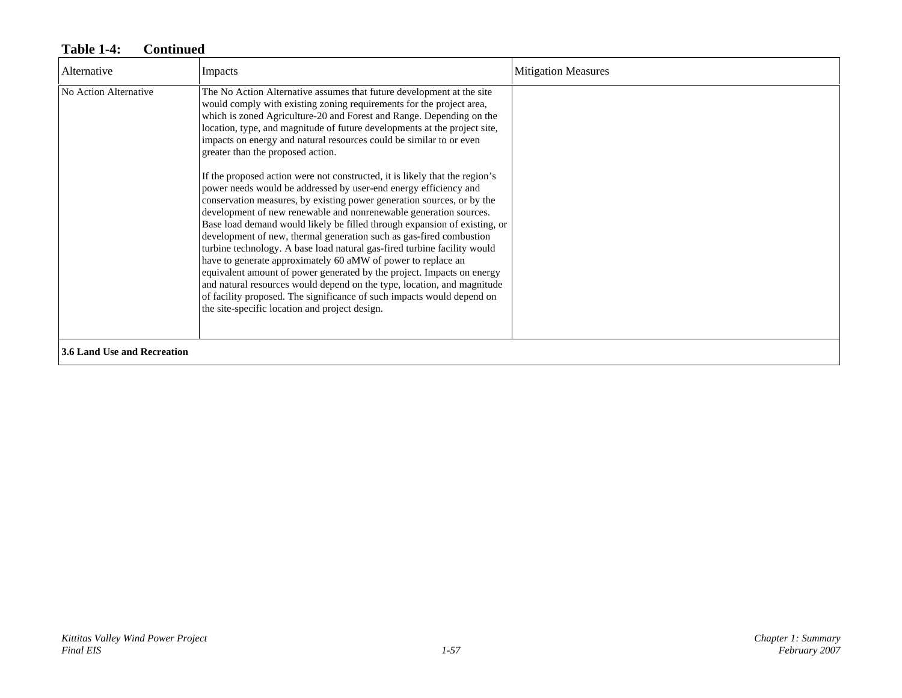**Table 1-4: Continued**

| Alternative | Impacts | Mitigation Measures |
| --- | --- | --- |
| No Action Alternative | The No Action Alternative assumes that future development at the site would comply with existing zoning requirements for the project area, which is zoned Agriculture-20 and Forest and Range. Depending on the location, type, and magnitude of future developments at the project site, impacts on energy and natural resources could be similar to or even greater than the proposed action.<br><br>If the proposed action were not constructed, it is likely that the region's power needs would be addressed by user-end energy efficiency and conservation measures, by existing power generation sources, or by the development of new renewable and nonrenewable generation sources. Base load demand would likely be filled through expansion of existing, or development of new, thermal generation such as gas-fired combustion turbine technology. A base load natural gas-fired turbine facility would have to generate approximately 60 aMW of power to replace an equivalent amount of power generated by the project. Impacts on energy and natural resources would depend on the type, location, and magnitude of facility proposed. The significance of such impacts would depend on the site-specific location and project design. | |
| **3.6 Land Use and Recreation** | | |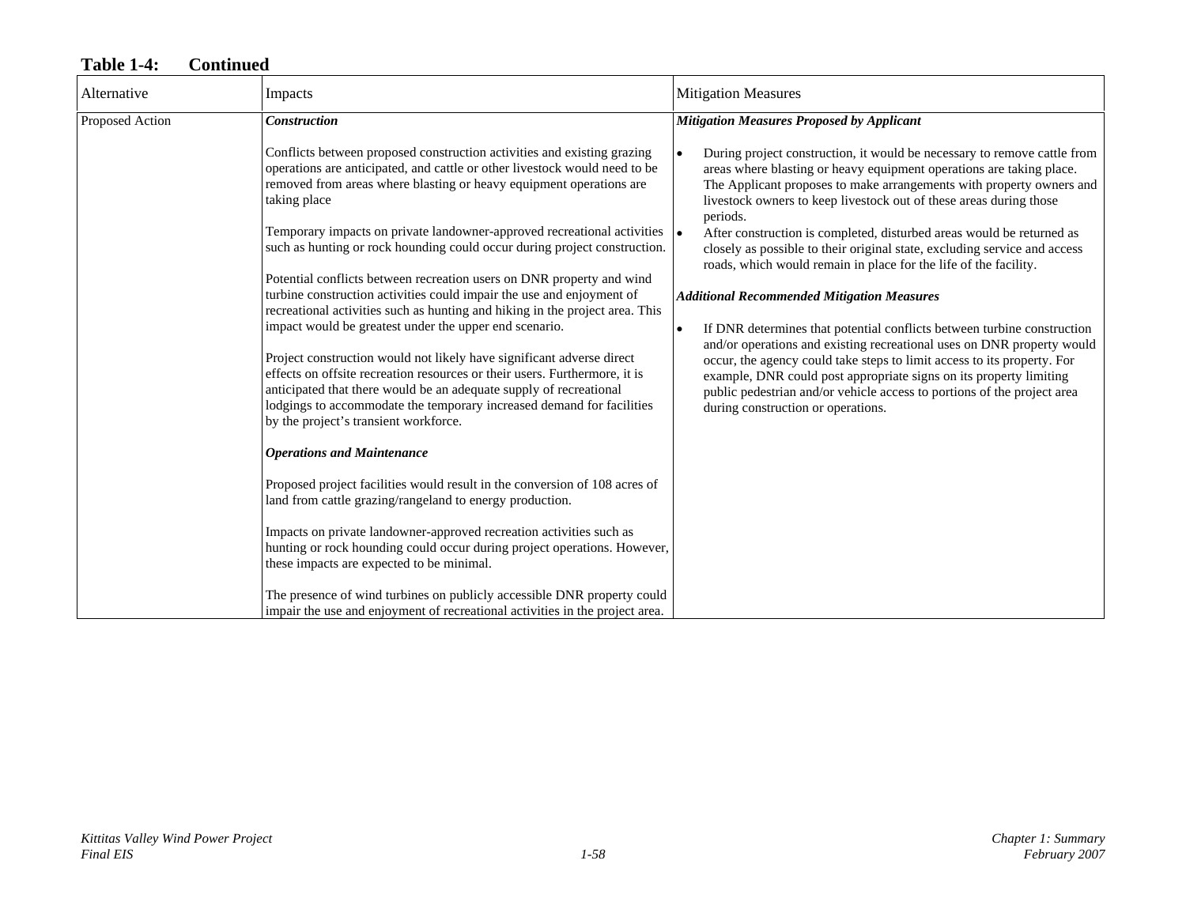**Table 1-4: Continued**

| Alternative | Impacts | Mitigation Measures |
|---|---|---|
| Proposed Action | ***Construction***<br><br>Conflicts between proposed construction activities and existing grazing operations are anticipated, and cattle or other livestock would need to be removed from areas where blasting or heavy equipment operations are taking place<br><br>Temporary impacts on private landowner-approved recreational activities such as hunting or rock hounding could occur during project construction.<br><br>Potential conflicts between recreation users on DNR property and wind turbine construction activities could impair the use and enjoyment of recreational activities such as hunting and hiking in the project area. This impact would be greatest under the upper end scenario.<br><br>Project construction would not likely have significant adverse direct effects on offsite recreation resources or their users. Furthermore, it is anticipated that there would be an adequate supply of recreational lodgings to accommodate the temporary increased demand for facilities by the project's transient workforce.<br><br>***Operations and Maintenance***<br><br>Proposed project facilities would result in the conversion of 108 acres of land from cattle grazing/rangeland to energy production.<br><br>Impacts on private landowner-approved recreation activities such as hunting or rock hounding could occur during project operations. However, these impacts are expected to be minimal.<br><br>The presence of wind turbines on publicly accessible DNR property could impair the use and enjoyment of recreational activities in the project area. | ***Mitigation Measures Proposed by Applicant***<br><br>• During project construction, it would be necessary to remove cattle from areas where blasting or heavy equipment operations are taking place. The Applicant proposes to make arrangements with property owners and livestock owners to keep livestock out of these areas during those periods.<br>• After construction is completed, disturbed areas would be returned as closely as possible to their original state, excluding service and access roads, which would remain in place for the life of the facility.<br><br>***Additional Recommended Mitigation Measures***<br><br>• If DNR determines that potential conflicts between turbine construction and/or operations and existing recreational uses on DNR property would occur, the agency could take steps to limit access to its property. For example, DNR could post appropriate signs on its property limiting public pedestrian and/or vehicle access to portions of the project area during construction or operations. |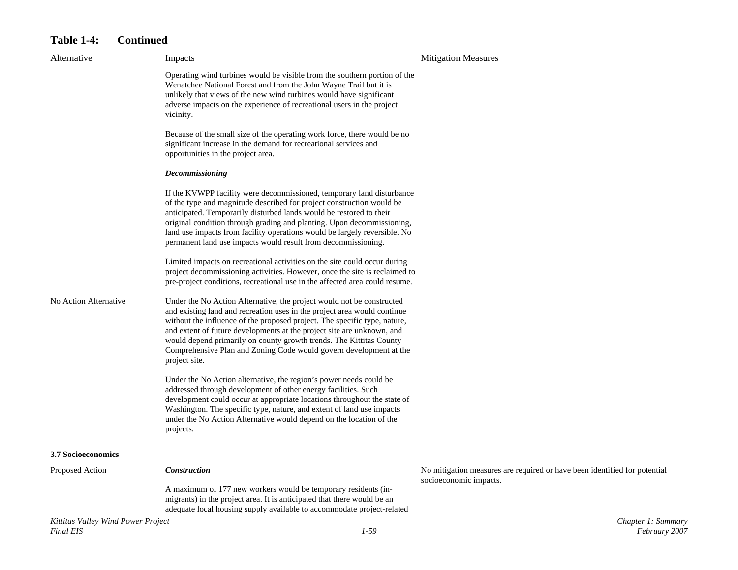**Table 1-4: Continued**

| Alternative | Impacts | Mitigation Measures |
|---|---|---|
| | Operating wind turbines would be visible from the southern portion of the Wenatchee National Forest and from the John Wayne Trail but it is unlikely that views of the new wind turbines would have significant adverse impacts on the experience of recreational users in the project vicinity.<br><br>Because of the small size of the operating work force, there would be no significant increase in the demand for recreational services and opportunities in the project area.<br><br>***Decommissioning***<br><br>If the KVWPP facility were decommissioned, temporary land disturbance of the type and magnitude described for project construction would be anticipated. Temporarily disturbed lands would be restored to their original condition through grading and planting. Upon decommissioning, land use impacts from facility operations would be largely reversible. No permanent land use impacts would result from decommissioning.<br><br>Limited impacts on recreational activities on the site could occur during project decommissioning activities. However, once the site is reclaimed to pre-project conditions, recreational use in the affected area could resume. | |
| No Action Alternative | Under the No Action Alternative, the project would not be constructed and existing land and recreation uses in the project area would continue without the influence of the proposed project. The specific type, nature, and extent of future developments at the project site are unknown, and would depend primarily on county growth trends. The Kittitas County Comprehensive Plan and Zoning Code would govern development at the project site.<br><br>Under the No Action alternative, the region's power needs could be addressed through development of other energy facilities. Such development could occur at appropriate locations throughout the state of Washington. The specific type, nature, and extent of land use impacts under the No Action Alternative would depend on the location of the projects. | |
| **3.7 Socioeconomics** | | |
| Proposed Action | ***Construction***<br><br>A maximum of 177 new workers would be temporary residents (in-migrants) in the project area. It is anticipated that there would be an adequate local housing supply available to accommodate project-related | No mitigation measures are required or have been identified for potential socioeconomic impacts. |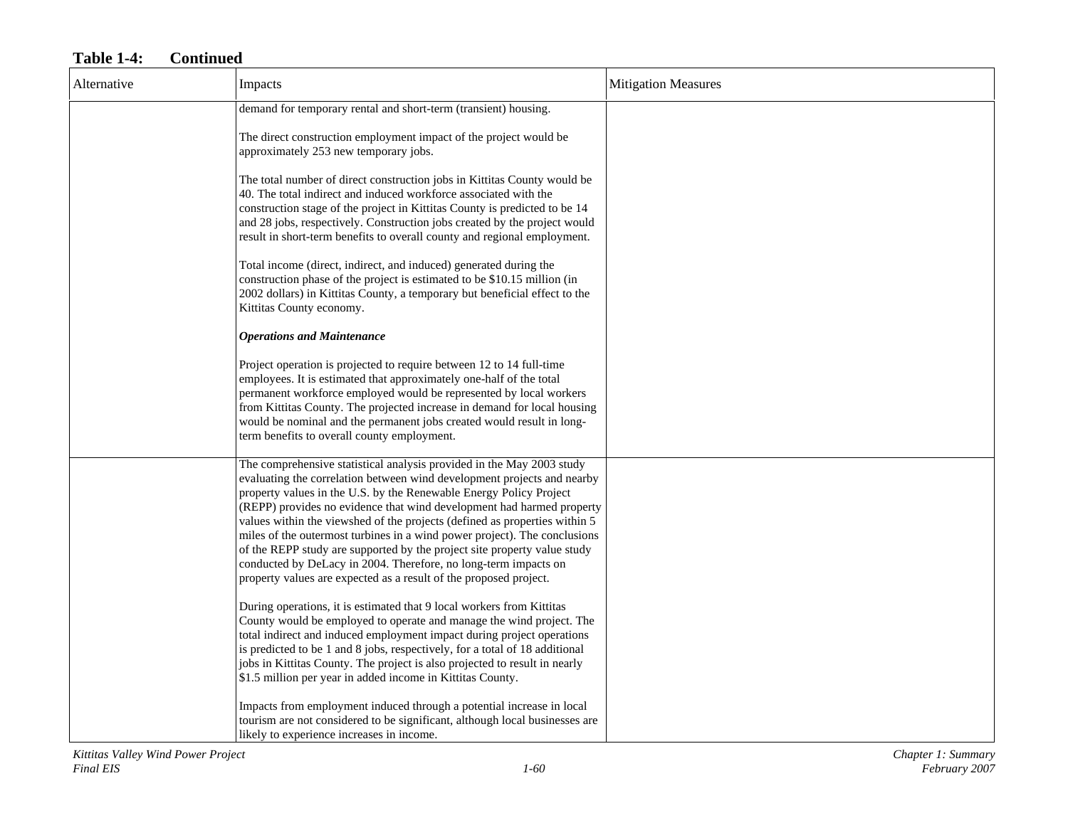**Table 1-4: Continued**

| Alternative | Impacts | Mitigation Measures |
|---|---|---|
| | demand for temporary rental and short-term (transient) housing.<br><br>The direct construction employment impact of the project would be approximately 253 new temporary jobs.<br><br>The total number of direct construction jobs in Kittitas County would be 40. The total indirect and induced workforce associated with the construction stage of the project in Kittitas County is predicted to be 14 and 28 jobs, respectively. Construction jobs created by the project would result in short-term benefits to overall county and regional employment.<br><br>Total income (direct, indirect, and induced) generated during the construction phase of the project is estimated to be $10.15 million (in 2002 dollars) in Kittitas County, a temporary but beneficial effect to the Kittitas County economy.<br><br>***Operations and Maintenance***<br><br>Project operation is projected to require between 12 to 14 full-time employees. It is estimated that approximately one-half of the total permanent workforce employed would be represented by local workers from Kittitas County. The projected increase in demand for local housing would be nominal and the permanent jobs created would result in long-term benefits to overall county employment. | |
| | The comprehensive statistical analysis provided in the May 2003 study evaluating the correlation between wind development projects and nearby property values in the U.S. by the Renewable Energy Policy Project (REPP) provides no evidence that wind development had harmed property values within the viewshed of the projects (defined as properties within 5 miles of the outermost turbines in a wind power project). The conclusions of the REPP study are supported by the project site property value study conducted by DeLacy in 2004. Therefore, no long-term impacts on property values are expected as a result of the proposed project.<br><br>During operations, it is estimated that 9 local workers from Kittitas County would be employed to operate and manage the wind project. The total indirect and induced employment impact during project operations is predicted to be 1 and 8 jobs, respectively, for a total of 18 additional jobs in Kittitas County. The project is also projected to result in nearly $1.5 million per year in added income in Kittitas County.<br><br>Impacts from employment induced through a potential increase in local tourism are not considered to be significant, although local businesses are likely to experience increases in income. | |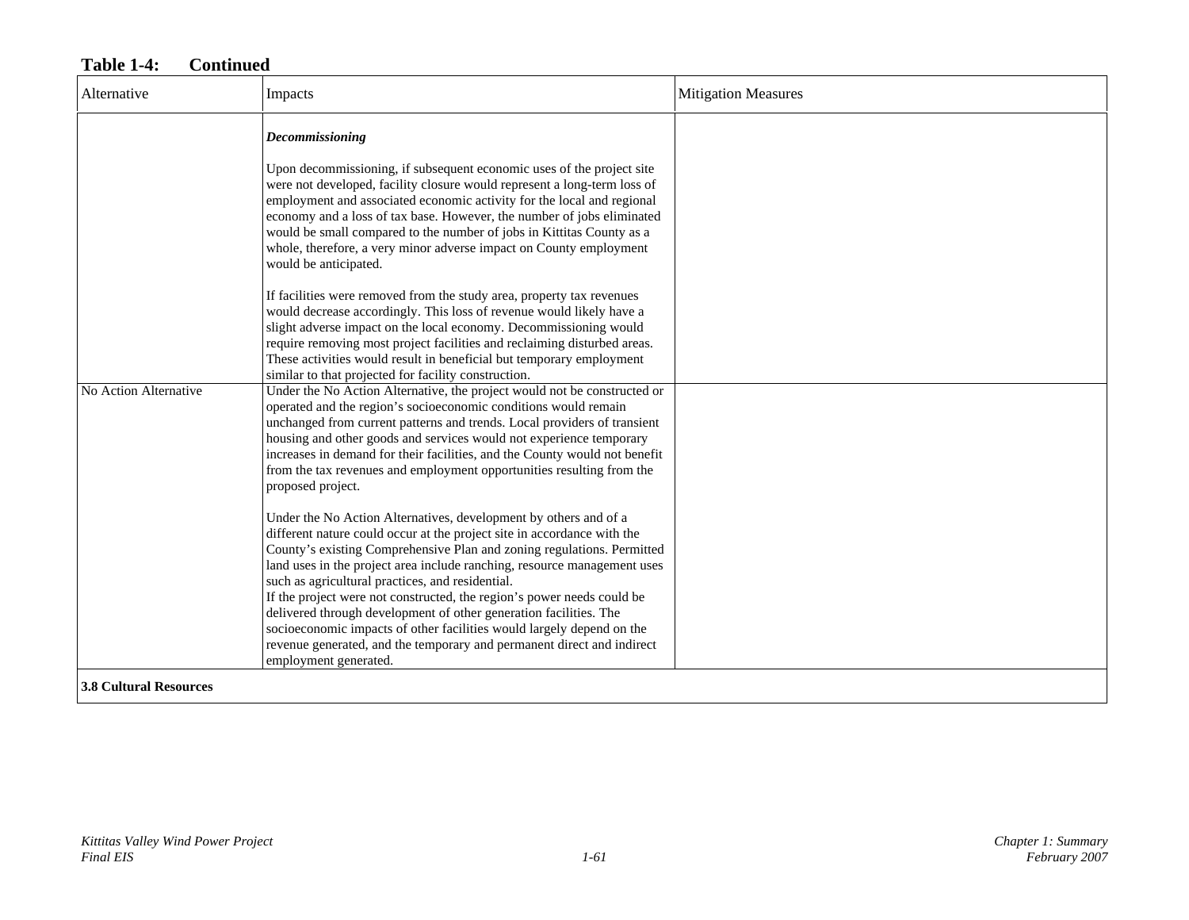**Table 1-4: Continued**

| Alternative | Impacts | Mitigation Measures |
|---|---|---|
| | ***Decommissioning***<br><br>Upon decommissioning, if subsequent economic uses of the project site were not developed, facility closure would represent a long-term loss of employment and associated economic activity for the local and regional economy and a loss of tax base. However, the number of jobs eliminated would be small compared to the number of jobs in Kittitas County as a whole, therefore, a very minor adverse impact on County employment would be anticipated.<br><br>If facilities were removed from the study area, property tax revenues would decrease accordingly. This loss of revenue would likely have a slight adverse impact on the local economy. Decommissioning would require removing most project facilities and reclaiming disturbed areas. These activities would result in beneficial but temporary employment similar to that projected for facility construction. | |
| No Action Alternative | Under the No Action Alternative, the project would not be constructed or operated and the region's socioeconomic conditions would remain unchanged from current patterns and trends. Local providers of transient housing and other goods and services would not experience temporary increases in demand for their facilities, and the County would not benefit from the tax revenues and employment opportunities resulting from the proposed project.<br><br>Under the No Action Alternatives, development by others and of a different nature could occur at the project site in accordance with the County's existing Comprehensive Plan and zoning regulations. Permitted land uses in the project area include ranching, resource management uses such as agricultural practices, and residential.<br>If the project were not constructed, the region's power needs could be delivered through development of other generation facilities. The socioeconomic impacts of other facilities would largely depend on the revenue generated, and the temporary and permanent direct and indirect employment generated. | |
| **3.8 Cultural Resources** | | |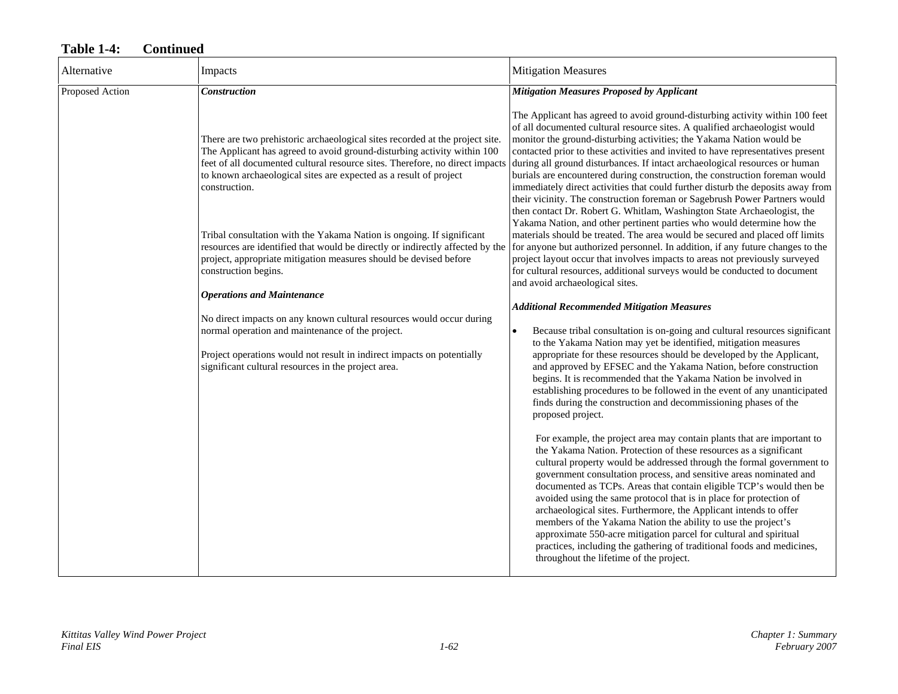**Table 1-4: Continued**

| Alternative | Impacts | Mitigation Measures |
|---|---|---|
| Proposed Action | ***Construction***<br><br>There are two prehistoric archaeological sites recorded at the project site. The Applicant has agreed to avoid ground-disturbing activity within 100 feet of all documented cultural resource sites. Therefore, no direct impacts to known archaeological sites are expected as a result of project construction.<br><br>Tribal consultation with the Yakama Nation is ongoing. If significant resources are identified that would be directly or indirectly affected by the project, appropriate mitigation measures should be devised before construction begins.<br><br>***Operations and Maintenance***<br><br>No direct impacts on any known cultural resources would occur during normal operation and maintenance of the project.<br><br>Project operations would not result in indirect impacts on potentially significant cultural resources in the project area. | ***Mitigation Measures Proposed by Applicant***<br><br>The Applicant has agreed to avoid ground-disturbing activity within 100 feet of all documented cultural resource sites. A qualified archaeologist would monitor the ground-disturbing activities; the Yakama Nation would be contacted prior to these activities and invited to have representatives present during all ground disturbances. If intact archaeological resources or human burials are encountered during construction, the construction foreman would immediately direct activities that could further disturb the deposits away from their vicinity. The construction foreman or Sagebrush Power Partners would then contact Dr. Robert G. Whitlam, Washington State Archaeologist, the Yakama Nation, and other pertinent parties who would determine how the materials should be treated. The area would be secured and placed off limits for anyone but authorized personnel. In addition, if any future changes to the project layout occur that involves impacts to areas not previously surveyed for cultural resources, additional surveys would be conducted to document and avoid archaeological sites.<br><br>***Additional Recommended Mitigation Measures***<br><br>• Because tribal consultation is on-going and cultural resources significant to the Yakama Nation may yet be identified, mitigation measures appropriate for these resources should be developed by the Applicant, and approved by EFSEC and the Yakama Nation, before construction begins. It is recommended that the Yakama Nation be involved in establishing procedures to be followed in the event of any unanticipated finds during the construction and decommissioning phases of the proposed project.<br><br>For example, the project area may contain plants that are important to the Yakama Nation. Protection of these resources as a significant cultural property would be addressed through the formal government to government consultation process, and sensitive areas nominated and documented as TCPs. Areas that contain eligible TCP's would then be avoided using the same protocol that is in place for protection of archaeological sites. Furthermore, the Applicant intends to offer members of the Yakama Nation the ability to use the project's approximate 550-acre mitigation parcel for cultural and spiritual practices, including the gathering of traditional foods and medicines, throughout the lifetime of the project. |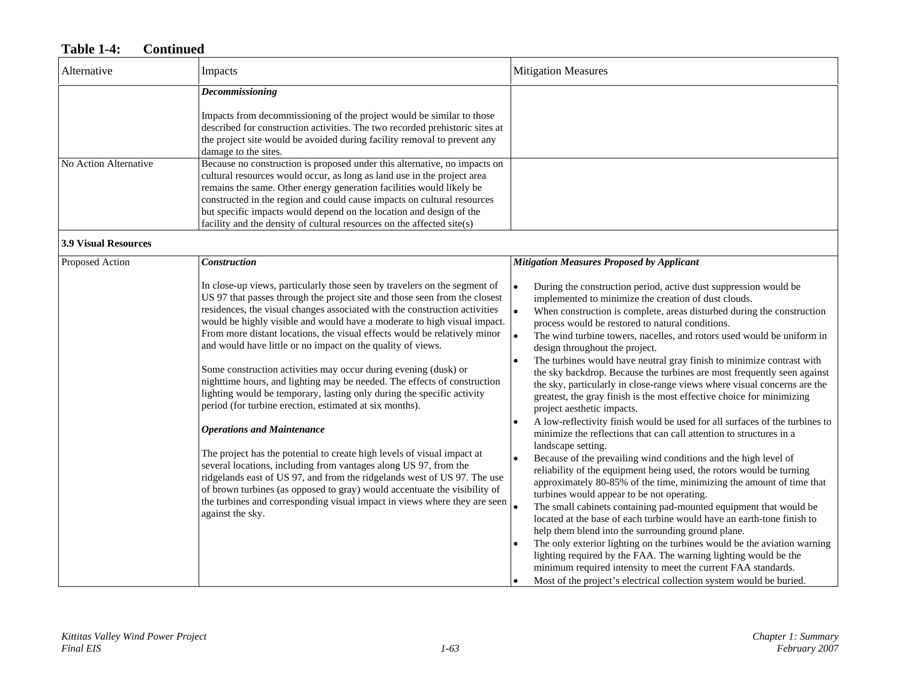**Table 1-4: Continued**

| Alternative | Impacts | Mitigation Measures |
|---|---|---|
| | ***Decommissioning***<br><br>Impacts from decommissioning of the project would be similar to those described for construction activities. The two recorded prehistoric sites at the project site would be avoided during facility removal to prevent any damage to the sites. | |
| No Action Alternative | Because no construction is proposed under this alternative, no impacts on cultural resources would occur, as long as land use in the project area remains the same. Other energy generation facilities would likely be constructed in the region and could cause impacts on cultural resources but specific impacts would depend on the location and design of the facility and the density of cultural resources on the affected site(s) | |
| **3.9 Visual Resources** | | |
| Proposed Action | ***Construction***<br><br>In close-up views, particularly those seen by travelers on the segment of US 97 that passes through the project site and those seen from the closest residences, the visual changes associated with the construction activities would be highly visible and would have a moderate to high visual impact. From more distant locations, the visual effects would be relatively minor and would have little or no impact on the quality of views.<br><br>Some construction activities may occur during evening (dusk) or nighttime hours, and lighting may be needed. The effects of construction lighting would be temporary, lasting only during the specific activity period (for turbine erection, estimated at six months).<br><br>***Operations and Maintenance***<br><br>The project has the potential to create high levels of visual impact at several locations, including from vantages along US 97, from the ridgelands east of US 97, and from the ridgelands west of US 97. The use of brown turbines (as opposed to gray) would accentuate the visibility of the turbines and corresponding visual impact in views where they are seen against the sky. | ***Mitigation Measures Proposed by Applicant***<br><br>• During the construction period, active dust suppression would be implemented to minimize the creation of dust clouds.<br>• When construction is complete, areas disturbed during the construction process would be restored to natural conditions.<br>• The wind turbine towers, nacelles, and rotors used would be uniform in design throughout the project.<br>• The turbines would have neutral gray finish to minimize contrast with the sky backdrop. Because the turbines are most frequently seen against the sky, particularly in close-range views where visual concerns are the greatest, the gray finish is the most effective choice for minimizing project aesthetic impacts.<br>• A low-reflectivity finish would be used for all surfaces of the turbines to minimize the reflections that can call attention to structures in a landscape setting.<br>• Because of the prevailing wind conditions and the high level of reliability of the equipment being used, the rotors would be turning approximately 80-85% of the time, minimizing the amount of time that turbines would appear to be not operating.<br>• The small cabinets containing pad-mounted equipment that would be located at the base of each turbine would have an earth-tone finish to help them blend into the surrounding ground plane.<br>• The only exterior lighting on the turbines would be the aviation warning lighting required by the FAA. The warning lighting would be the minimum required intensity to meet the current FAA standards.<br>• Most of the project's electrical collection system would be buried. |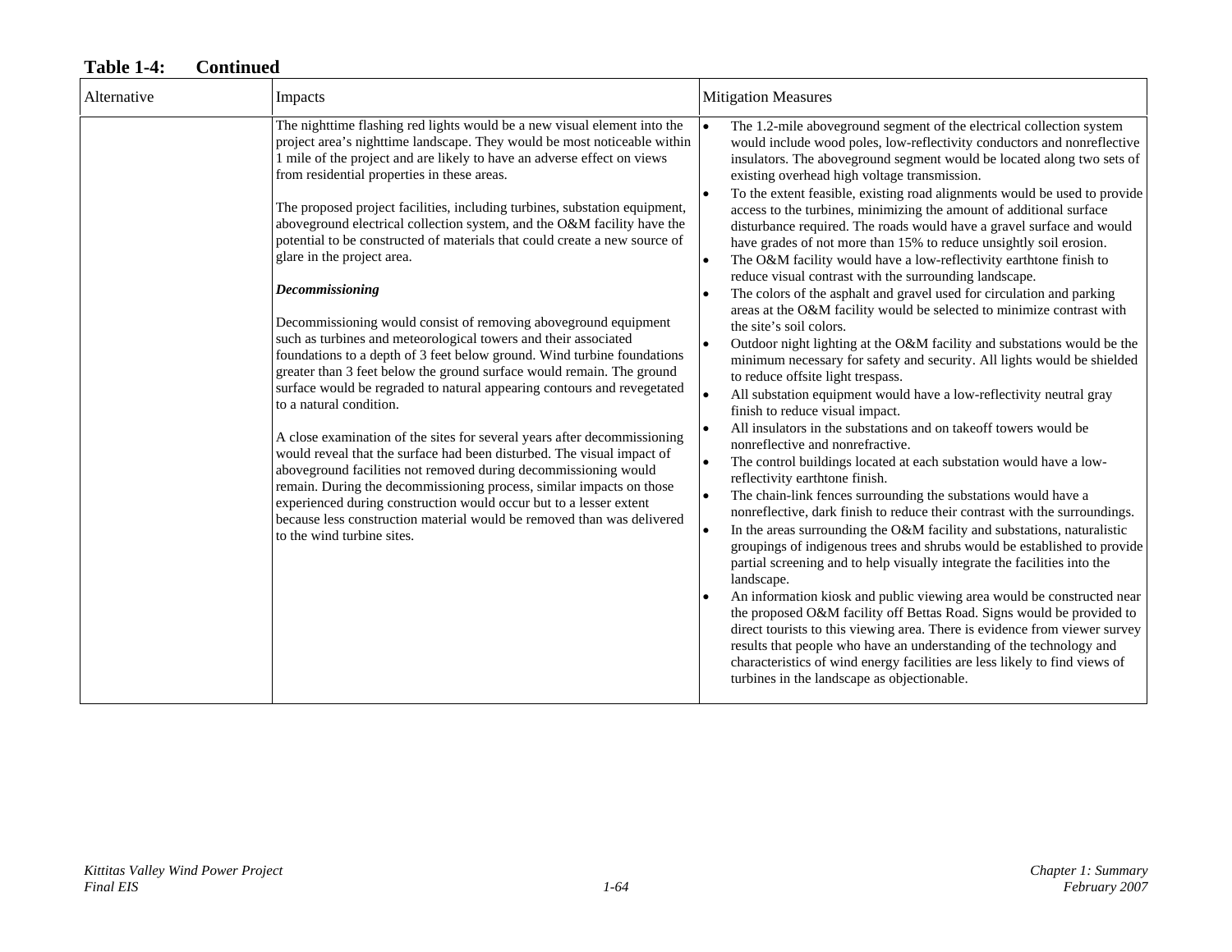**Table 1-4: Continued**

| Alternative | Impacts | Mitigation Measures |
|---|---|---|
| | The nighttime flashing red lights would be a new visual element into the project area's nighttime landscape. They would be most noticeable within 1 mile of the project and are likely to have an adverse effect on views from residential properties in these areas.<br><br>The proposed project facilities, including turbines, substation equipment, aboveground electrical collection system, and the O&M facility have the potential to be constructed of materials that could create a new source of glare in the project area.<br><br>***Decommissioning***<br><br>Decommissioning would consist of removing aboveground equipment such as turbines and meteorological towers and their associated foundations to a depth of 3 feet below ground. Wind turbine foundations greater than 3 feet below the ground surface would remain. The ground surface would be regraded to natural appearing contours and revegetated to a natural condition.<br><br>A close examination of the sites for several years after decommissioning would reveal that the surface had been disturbed. The visual impact of aboveground facilities not removed during decommissioning would remain. During the decommissioning process, similar impacts on those experienced during construction would occur but to a lesser extent because less construction material would be removed than was delivered to the wind turbine sites. | • The 1.2-mile aboveground segment of the electrical collection system would include wood poles, low-reflectivity conductors and nonreflective insulators. The aboveground segment would be located along two sets of existing overhead high voltage transmission.<br>• To the extent feasible, existing road alignments would be used to provide access to the turbines, minimizing the amount of additional surface disturbance required. The roads would have a gravel surface and would have grades of not more than 15% to reduce unsightly soil erosion.<br>• The O&M facility would have a low-reflectivity earthtone finish to reduce visual contrast with the surrounding landscape.<br>• The colors of the asphalt and gravel used for circulation and parking areas at the O&M facility would be selected to minimize contrast with the site's soil colors.<br>• Outdoor night lighting at the O&M facility and substations would be the minimum necessary for safety and security. All lights would be shielded to reduce offsite light trespass.<br>• All substation equipment would have a low-reflectivity neutral gray finish to reduce visual impact.<br>• All insulators in the substations and on takeoff towers would be nonreflective and nonrefractive.<br>• The control buildings located at each substation would have a low-reflectivity earthtone finish.<br>• The chain-link fences surrounding the substations would have a nonreflective, dark finish to reduce their contrast with the surroundings.<br>• In the areas surrounding the O&M facility and substations, naturalistic groupings of indigenous trees and shrubs would be established to provide partial screening and to help visually integrate the facilities into the landscape.<br>• An information kiosk and public viewing area would be constructed near the proposed O&M facility off Bettas Road. Signs would be provided to direct tourists to this viewing area. There is evidence from viewer survey results that people who have an understanding of the technology and characteristics of wind energy facilities are less likely to find views of turbines in the landscape as objectionable. |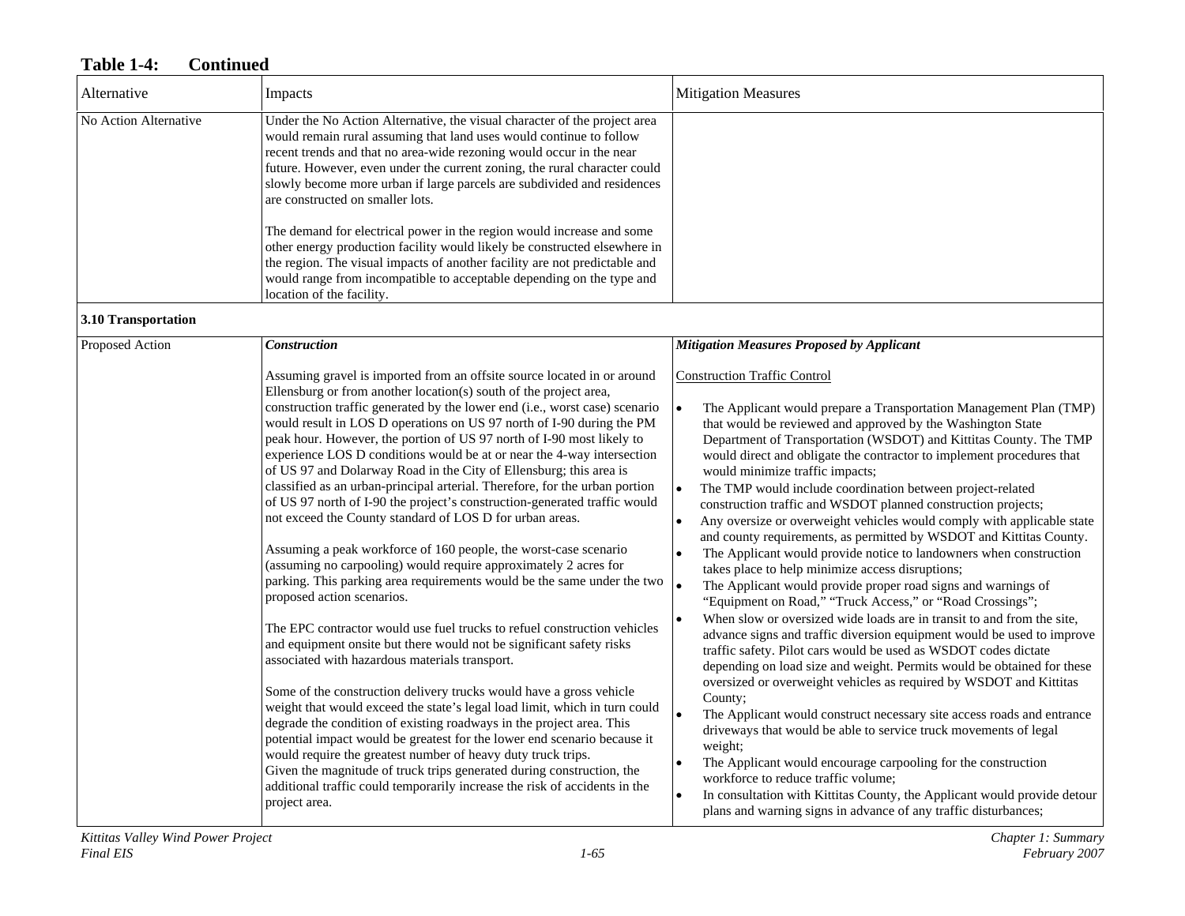**Table 1-4: Continued**

| Alternative | Impacts | Mitigation Measures |
|---|---|---|
| No Action Alternative | Under the No Action Alternative, the visual character of the project area would remain rural assuming that land uses would continue to follow recent trends and that no area-wide rezoning would occur in the near future. However, even under the current zoning, the rural character could slowly become more urban if large parcels are subdivided and residences are constructed on smaller lots.<br><br>The demand for electrical power in the region would increase and some other energy production facility would likely be constructed elsewhere in the region. The visual impacts of another facility are not predictable and would range from incompatible to acceptable depending on the type and location of the facility. | |
| **3.10 Transportation** | | |
| Proposed Action | ***Construction***<br><br>Assuming gravel is imported from an offsite source located in or around Ellensburg or from another location(s) south of the project area, construction traffic generated by the lower end (i.e., worst case) scenario would result in LOS D operations on US 97 north of I-90 during the PM peak hour. However, the portion of US 97 north of I-90 most likely to experience LOS D conditions would be at or near the 4-way intersection of US 97 and Dolarway Road in the City of Ellensburg; this area is classified as an urban-principal arterial. Therefore, for the urban portion of US 97 north of I-90 the project's construction-generated traffic would not exceed the County standard of LOS D for urban areas.<br><br>Assuming a peak workforce of 160 people, the worst-case scenario (assuming no carpooling) would require approximately 2 acres for parking. This parking area requirements would be the same under the two proposed action scenarios.<br><br>The EPC contractor would use fuel trucks to refuel construction vehicles and equipment onsite but there would not be significant safety risks associated with hazardous materials transport.<br><br>Some of the construction delivery trucks would have a gross vehicle weight that would exceed the state's legal load limit, which in turn could degrade the condition of existing roadways in the project area. This potential impact would be greatest for the lower end scenario because it would require the greatest number of heavy duty truck trips.<br>Given the magnitude of truck trips generated during construction, the additional traffic could temporarily increase the risk of accidents in the project area. | ***Mitigation Measures Proposed by Applicant***<br><br><u>Construction Traffic Control</u><br><br>• The Applicant would prepare a Transportation Management Plan (TMP) that would be reviewed and approved by the Washington State Department of Transportation (WSDOT) and Kittitas County. The TMP would direct and obligate the contractor to implement procedures that would minimize traffic impacts;<br>• The TMP would include coordination between project-related construction traffic and WSDOT planned construction projects;<br>• Any oversize or overweight vehicles would comply with applicable state and county requirements, as permitted by WSDOT and Kittitas County.<br>• The Applicant would provide notice to landowners when construction takes place to help minimize access disruptions;<br>• The Applicant would provide proper road signs and warnings of "Equipment on Road," "Truck Access," or "Road Crossings";<br>• When slow or oversized wide loads are in transit to and from the site, advance signs and traffic diversion equipment would be used to improve traffic safety. Pilot cars would be used as WSDOT codes dictate depending on load size and weight. Permits would be obtained for these oversized or overweight vehicles as required by WSDOT and Kittitas County;<br>• The Applicant would construct necessary site access roads and entrance driveways that would be able to service truck movements of legal weight;<br>• The Applicant would encourage carpooling for the construction workforce to reduce traffic volume;<br>• In consultation with Kittitas County, the Applicant would provide detour plans and warning signs in advance of any traffic disturbances; |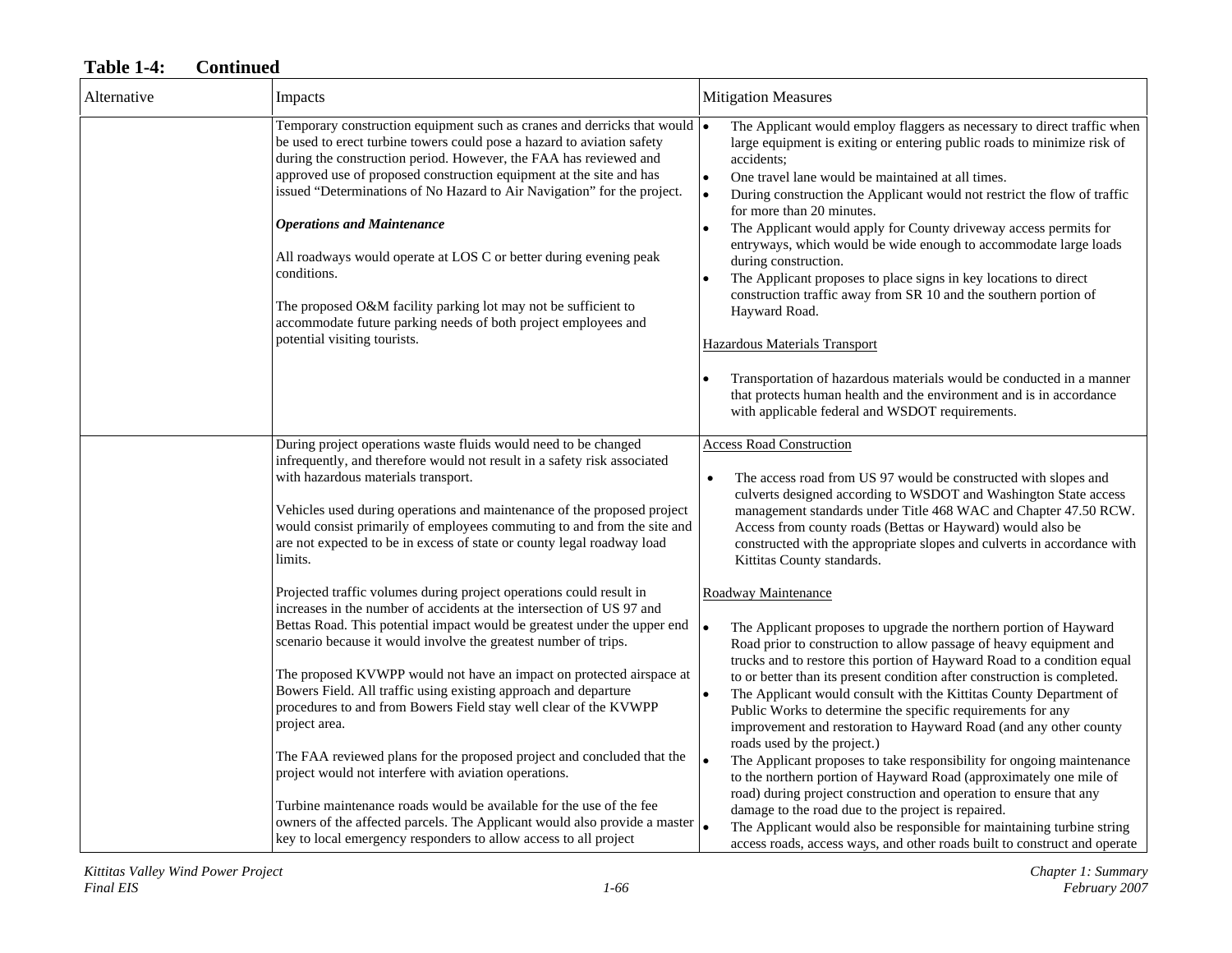**Table 1-4: Continued**

| Alternative | Impacts | Mitigation Measures |
|---|---|---|
| | Temporary construction equipment such as cranes and derricks that would be used to erect turbine towers could pose a hazard to aviation safety during the construction period. However, the FAA has reviewed and approved use of proposed construction equipment at the site and has issued “Determinations of No Hazard to Air Navigation” for the project.<br><br>***Operations and Maintenance***<br><br>All roadways would operate at LOS C or better during evening peak conditions.<br><br>The proposed O&M facility parking lot may not be sufficient to accommodate future parking needs of both project employees and potential visiting tourists. | • The Applicant would employ flaggers as necessary to direct traffic when large equipment is exiting or entering public roads to minimize risk of accidents;<br>• One travel lane would be maintained at all times.<br>• During construction the Applicant would not restrict the flow of traffic for more than 20 minutes.<br>• The Applicant would apply for County driveway access permits for entryways, which would be wide enough to accommodate large loads during construction.<br>• The Applicant proposes to place signs in key locations to direct construction traffic away from SR 10 and the southern portion of Hayward Road.<br><br>Hazardous Materials Transport<br><br>• Transportation of hazardous materials would be conducted in a manner that protects human health and the environment and is in accordance with applicable federal and WSDOT requirements. |
| | During project operations waste fluids would need to be changed infrequently, and therefore would not result in a safety risk associated with hazardous materials transport.<br><br>Vehicles used during operations and maintenance of the proposed project would consist primarily of employees commuting to and from the site and are not expected to be in excess of state or county legal roadway load limits.<br><br>Projected traffic volumes during project operations could result in increases in the number of accidents at the intersection of US 97 and Bettas Road. This potential impact would be greatest under the upper end scenario because it would involve the greatest number of trips.<br><br>The proposed KVWPP would not have an impact on protected airspace at Bowers Field. All traffic using existing approach and departure procedures to and from Bowers Field stay well clear of the KVWPP project area.<br><br>The FAA reviewed plans for the proposed project and concluded that the project would not interfere with aviation operations.<br><br>Turbine maintenance roads would be available for the use of the fee owners of the affected parcels. The Applicant would also provide a master key to local emergency responders to allow access to all project | Access Road Construction<br><br>• The access road from US 97 would be constructed with slopes and culverts designed according to WSDOT and Washington State access management standards under Title 468 WAC and Chapter 47.50 RCW. Access from county roads (Bettas or Hayward) would also be constructed with the appropriate slopes and culverts in accordance with Kittitas County standards.<br><br>Roadway Maintenance<br><br>• The Applicant proposes to upgrade the northern portion of Hayward Road prior to construction to allow passage of heavy equipment and trucks and to restore this portion of Hayward Road to a condition equal to or better than its present condition after construction is completed.<br>• The Applicant would consult with the Kittitas County Department of Public Works to determine the specific requirements for any improvement and restoration to Hayward Road (and any other county roads used by the project.)<br>• The Applicant proposes to take responsibility for ongoing maintenance to the northern portion of Hayward Road (approximately one mile of road) during project construction and operation to ensure that any damage to the road due to the project is repaired.<br>• The Applicant would also be responsible for maintaining turbine string access roads, access ways, and other roads built to construct and operate |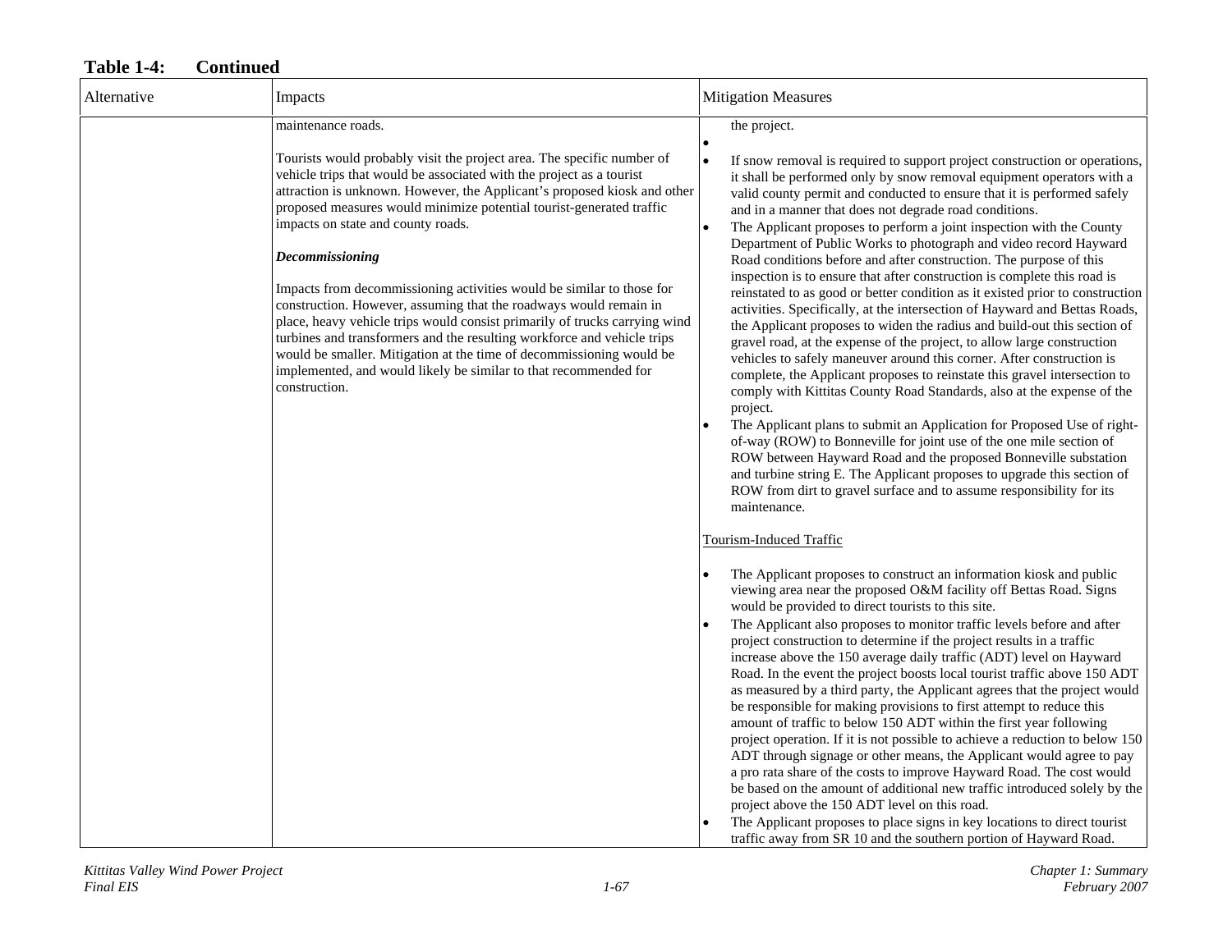**Table 1-4: Continued**

| Alternative | Impacts | Mitigation Measures |
|---|---|---|
| | maintenance roads.<br><br>Tourists would probably visit the project area. The specific number of vehicle trips that would be associated with the project as a tourist attraction is unknown. However, the Applicant's proposed kiosk and other proposed measures would minimize potential tourist-generated traffic impacts on state and county roads.<br><br>***Decommissioning***<br><br>Impacts from decommissioning activities would be similar to those for construction. However, assuming that the roadways would remain in place, heavy vehicle trips would consist primarily of trucks carrying wind turbines and transformers and the resulting workforce and vehicle trips would be smaller. Mitigation at the time of decommissioning would be implemented, and would likely be similar to that recommended for construction. | the project.<br>•<br>• If snow removal is required to support project construction or operations, it shall be performed only by snow removal equipment operators with a valid county permit and conducted to ensure that it is performed safely and in a manner that does not degrade road conditions.<br>• The Applicant proposes to perform a joint inspection with the County Department of Public Works to photograph and video record Hayward Road conditions before and after construction. The purpose of this inspection is to ensure that after construction is complete this road is reinstated to as good or better condition as it existed prior to construction activities. Specifically, at the intersection of Hayward and Bettas Roads, the Applicant proposes to widen the radius and build-out this section of gravel road, at the expense of the project, to allow large construction vehicles to safely maneuver around this corner. After construction is complete, the Applicant proposes to reinstate this gravel intersection to comply with Kittitas County Road Standards, also at the expense of the project.<br>• The Applicant plans to submit an Application for Proposed Use of right-of-way (ROW) to Bonneville for joint use of the one mile section of ROW between Hayward Road and the proposed Bonneville substation and turbine string E. The Applicant proposes to upgrade this section of ROW from dirt to gravel surface and to assume responsibility for its maintenance.<br><br><u>Tourism-Induced Traffic</u><br><br>• The Applicant proposes to construct an information kiosk and public viewing area near the proposed O&M facility off Bettas Road. Signs would be provided to direct tourists to this site.<br>• The Applicant also proposes to monitor traffic levels before and after project construction to determine if the project results in a traffic increase above the 150 average daily traffic (ADT) level on Hayward Road. In the event the project boosts local tourist traffic above 150 ADT as measured by a third party, the Applicant agrees that the project would be responsible for making provisions to first attempt to reduce this amount of traffic to below 150 ADT within the first year following project operation. If it is not possible to achieve a reduction to below 150 ADT through signage or other means, the Applicant would agree to pay a pro rata share of the costs to improve Hayward Road. The cost would be based on the amount of additional new traffic introduced solely by the project above the 150 ADT level on this road.<br>• The Applicant proposes to place signs in key locations to direct tourist traffic away from SR 10 and the southern portion of Hayward Road. |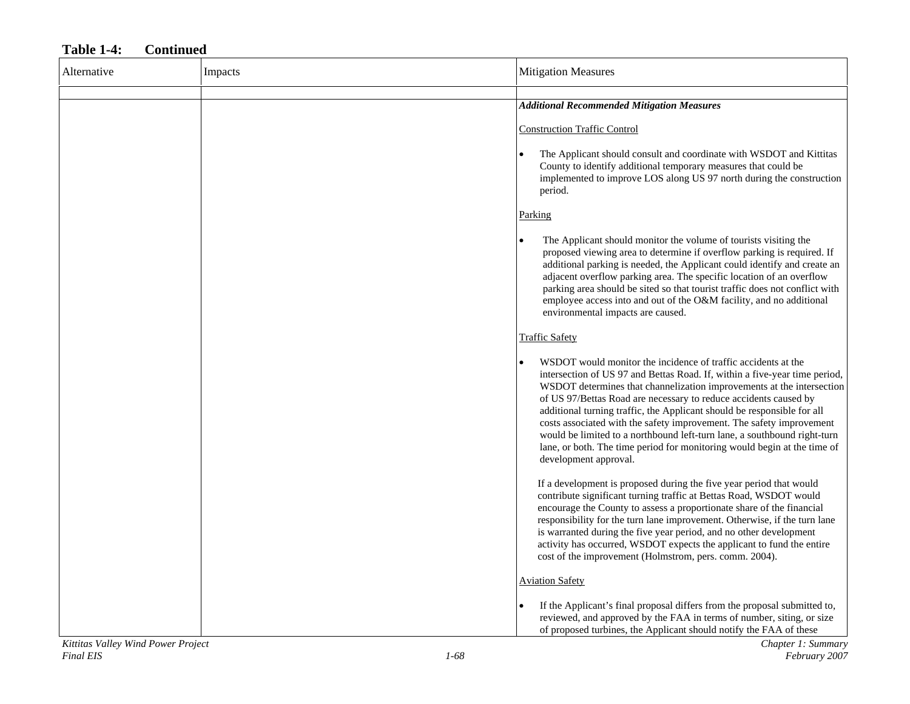**Table 1-4: Continued**

| Alternative | Impacts | Mitigation Measures |
|---|---|---|
| | | |
| | | ***Additional Recommended Mitigation Measures***<br><br>Construction Traffic Control<br><br>• The Applicant should consult and coordinate with WSDOT and Kittitas County to identify additional temporary measures that could be implemented to improve LOS along US 97 north during the construction period.<br><br>Parking<br><br>• The Applicant should monitor the volume of tourists visiting the proposed viewing area to determine if overflow parking is required. If additional parking is needed, the Applicant could identify and create an adjacent overflow parking area. The specific location of an overflow parking area should be sited so that tourist traffic does not conflict with employee access into and out of the O&M facility, and no additional environmental impacts are caused.<br><br>Traffic Safety<br><br>• WSDOT would monitor the incidence of traffic accidents at the intersection of US 97 and Bettas Road. If, within a five-year time period, WSDOT determines that channelization improvements at the intersection of US 97/Bettas Road are necessary to reduce accidents caused by additional turning traffic, the Applicant should be responsible for all costs associated with the safety improvement. The safety improvement would be limited to a northbound left-turn lane, a southbound right-turn lane, or both. The time period for monitoring would begin at the time of development approval.<br><br>If a development is proposed during the five year period that would contribute significant turning traffic at Bettas Road, WSDOT would encourage the County to assess a proportionate share of the financial responsibility for the turn lane improvement. Otherwise, if the turn lane is warranted during the five year period, and no other development activity has occurred, WSDOT expects the applicant to fund the entire cost of the improvement (Holmstrom, pers. comm. 2004).<br><br>Aviation Safety<br><br>• If the Applicant's final proposal differs from the proposal submitted to, reviewed, and approved by the FAA in terms of number, siting, or size of proposed turbines, the Applicant should notify the FAA of these |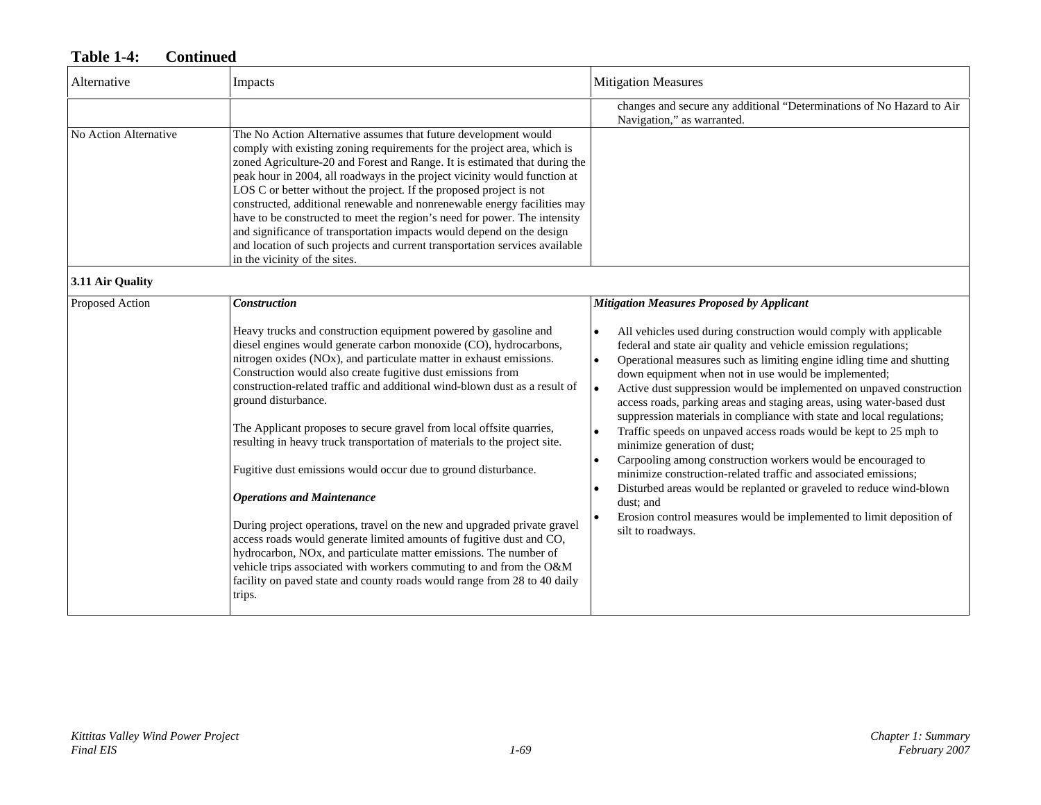**Table 1-4: Continued**

| Alternative | Impacts | Mitigation Measures |
|---|---|---|
| | | changes and secure any additional “Determinations of No Hazard to Air Navigation,” as warranted. |
| No Action Alternative | The No Action Alternative assumes that future development would comply with existing zoning requirements for the project area, which is zoned Agriculture-20 and Forest and Range. It is estimated that during the peak hour in 2004, all roadways in the project vicinity would function at LOS C or better without the project. If the proposed project is not constructed, additional renewable and nonrenewable energy facilities may have to be constructed to meet the region’s need for power. The intensity and significance of transportation impacts would depend on the design and location of such projects and current transportation services available in the vicinity of the sites. | |
| **3.11 Air Quality** | | |
| Proposed Action | ***Construction***<br><br>Heavy trucks and construction equipment powered by gasoline and diesel engines would generate carbon monoxide (CO), hydrocarbons, nitrogen oxides (NOx), and particulate matter in exhaust emissions. Construction would also create fugitive dust emissions from construction-related traffic and additional wind-blown dust as a result of ground disturbance.<br><br>The Applicant proposes to secure gravel from local offsite quarries, resulting in heavy truck transportation of materials to the project site.<br><br>Fugitive dust emissions would occur due to ground disturbance.<br><br>***Operations and Maintenance***<br><br>During project operations, travel on the new and upgraded private gravel access roads would generate limited amounts of fugitive dust and CO, hydrocarbon, NOx, and particulate matter emissions. The number of vehicle trips associated with workers commuting to and from the O&M facility on paved state and county roads would range from 28 to 40 daily trips. | ***Mitigation Measures Proposed by Applicant***<br><br>• All vehicles used during construction would comply with applicable federal and state air quality and vehicle emission regulations;<br>• Operational measures such as limiting engine idling time and shutting down equipment when not in use would be implemented;<br>• Active dust suppression would be implemented on unpaved construction access roads, parking areas and staging areas, using water-based dust suppression materials in compliance with state and local regulations;<br>• Traffic speeds on unpaved access roads would be kept to 25 mph to minimize generation of dust;<br>• Carpooling among construction workers would be encouraged to minimize construction-related traffic and associated emissions;<br>• Disturbed areas would be replanted or graveled to reduce wind-blown dust; and<br>• Erosion control measures would be implemented to limit deposition of silt to roadways. |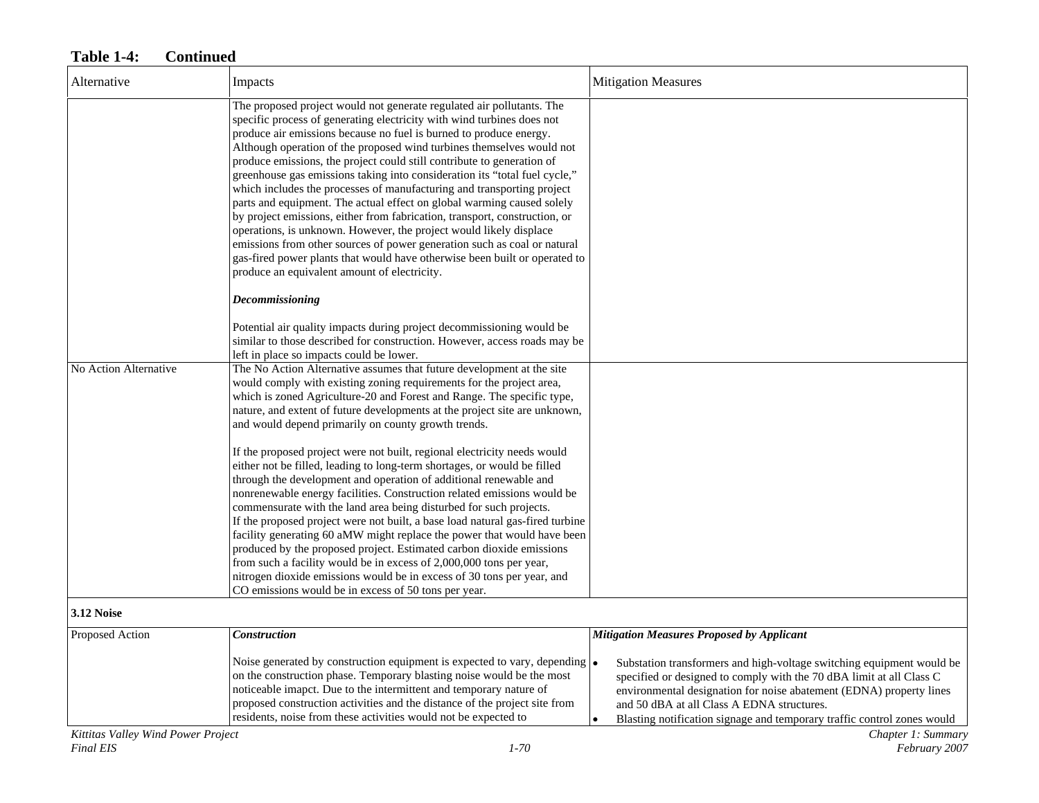**Table 1-4: Continued**

| Alternative | Impacts | Mitigation Measures |
|---|---|---|
| | The proposed project would not generate regulated air pollutants. The specific process of generating electricity with wind turbines does not produce air emissions because no fuel is burned to produce energy. Although operation of the proposed wind turbines themselves would not produce emissions, the project could still contribute to generation of greenhouse gas emissions taking into consideration its "total fuel cycle," which includes the processes of manufacturing and transporting project parts and equipment. The actual effect on global warming caused solely by project emissions, either from fabrication, transport, construction, or operations, is unknown. However, the project would likely displace emissions from other sources of power generation such as coal or natural gas-fired power plants that would have otherwise been built or operated to produce an equivalent amount of electricity.<br><br>***Decommissioning***<br><br>Potential air quality impacts during project decommissioning would be similar to those described for construction. However, access roads may be left in place so impacts could be lower. | |
| No Action Alternative | The No Action Alternative assumes that future development at the site would comply with existing zoning requirements for the project area, which is zoned Agriculture-20 and Forest and Range. The specific type, nature, and extent of future developments at the project site are unknown, and would depend primarily on county growth trends.<br><br>If the proposed project were not built, regional electricity needs would either not be filled, leading to long-term shortages, or would be filled through the development and operation of additional renewable and nonrenewable energy facilities. Construction related emissions would be commensurate with the land area being disturbed for such projects.<br>If the proposed project were not built, a base load natural gas-fired turbine facility generating 60 aMW might replace the power that would have been produced by the proposed project. Estimated carbon dioxide emissions from such a facility would be in excess of 2,000,000 tons per year, nitrogen dioxide emissions would be in excess of 30 tons per year, and CO emissions would be in excess of 50 tons per year. | |
| **3.12 Noise** | | |
| Proposed Action | ***Construction***<br><br>Noise generated by construction equipment is expected to vary, depending on the construction phase. Temporary blasting noise would be the most noticeable imapct. Due to the intermittent and temporary nature of proposed construction activities and the distance of the project site from residents, noise from these activities would not be expected to | ***Mitigation Measures Proposed by Applicant***<br><br>• Substation transformers and high-voltage switching equipment would be specified or designed to comply with the 70 dBA limit at all Class C environmental designation for noise abatement (EDNA) property lines and 50 dBA at all Class A EDNA structures.<br>• Blasting notification signage and temporary traffic control zones would |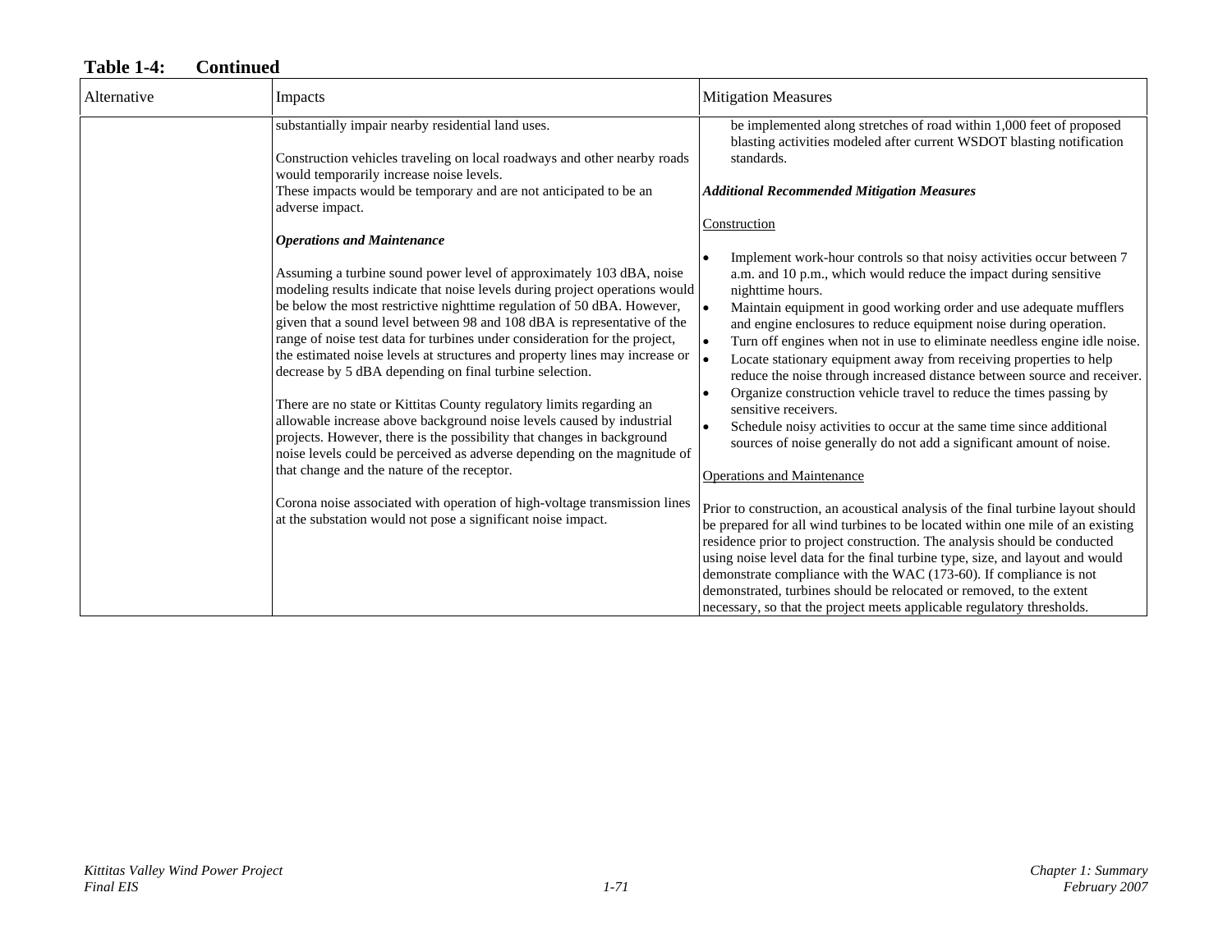**Table 1-4: Continued**

| Alternative | Impacts | Mitigation Measures |
|---|---|---|
| | substantially impair nearby residential land uses.<br><br>Construction vehicles traveling on local roadways and other nearby roads would temporarily increase noise levels.<br>These impacts would be temporary and are not anticipated to be an adverse impact.<br><br>***Operations and Maintenance***<br><br>Assuming a turbine sound power level of approximately 103 dBA, noise modeling results indicate that noise levels during project operations would be below the most restrictive nighttime regulation of 50 dBA. However, given that a sound level between 98 and 108 dBA is representative of the range of noise test data for turbines under consideration for the project, the estimated noise levels at structures and property lines may increase or decrease by 5 dBA depending on final turbine selection.<br><br>There are no state or Kittitas County regulatory limits regarding an allowable increase above background noise levels caused by industrial projects. However, there is the possibility that changes in background noise levels could be perceived as adverse depending on the magnitude of that change and the nature of the receptor.<br><br>Corona noise associated with operation of high-voltage transmission lines at the substation would not pose a significant noise impact. | be implemented along stretches of road within 1,000 feet of proposed blasting activities modeled after current WSDOT blasting notification standards.<br><br>***Additional Recommended Mitigation Measures***<br><br>Construction<br><br>• Implement work-hour controls so that noisy activities occur between 7 a.m. and 10 p.m., which would reduce the impact during sensitive nighttime hours.<br>• Maintain equipment in good working order and use adequate mufflers and engine enclosures to reduce equipment noise during operation.<br>• Turn off engines when not in use to eliminate needless engine idle noise.<br>• Locate stationary equipment away from receiving properties to help reduce the noise through increased distance between source and receiver.<br>• Organize construction vehicle travel to reduce the times passing by sensitive receivers.<br>• Schedule noisy activities to occur at the same time since additional sources of noise generally do not add a significant amount of noise.<br><br>Operations and Maintenance<br><br>Prior to construction, an acoustical analysis of the final turbine layout should be prepared for all wind turbines to be located within one mile of an existing residence prior to project construction. The analysis should be conducted using noise level data for the final turbine type, size, and layout and would demonstrate compliance with the WAC (173-60). If compliance is not demonstrated, turbines should be relocated or removed, to the extent necessary, so that the project meets applicable regulatory thresholds. |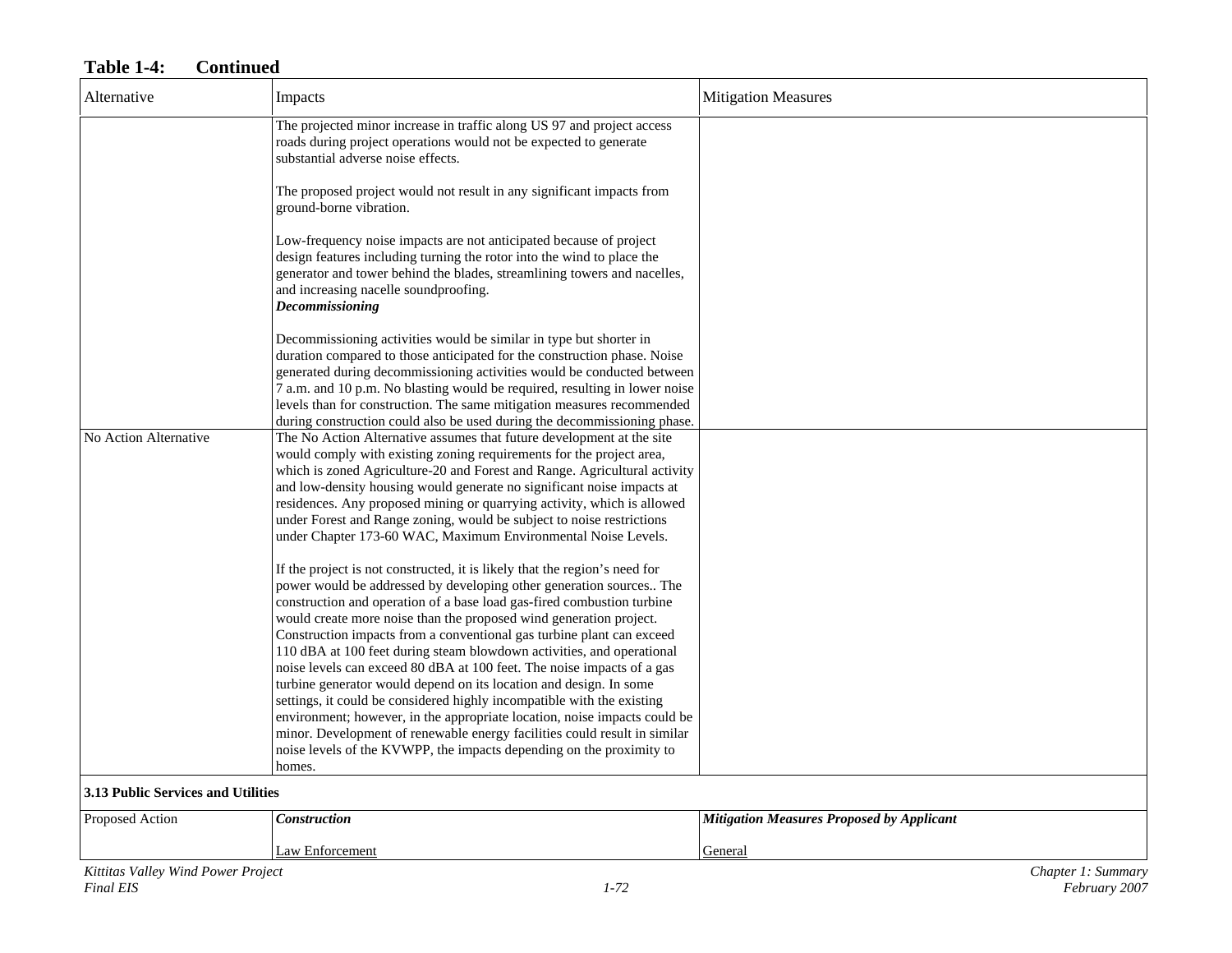**Table 1-4: Continued**

| Alternative | Impacts | Mitigation Measures |
|---|---|---|
| | The projected minor increase in traffic along US 97 and project access roads during project operations would not be expected to generate substantial adverse noise effects.<br><br>The proposed project would not result in any significant impacts from ground-borne vibration.<br><br>Low-frequency noise impacts are not anticipated because of project design features including turning the rotor into the wind to place the generator and tower behind the blades, streamlining towers and nacelles, and increasing nacelle soundproofing.<br>***Decommissioning***<br><br>Decommissioning activities would be similar in type but shorter in duration compared to those anticipated for the construction phase. Noise generated during decommissioning activities would be conducted between 7 a.m. and 10 p.m. No blasting would be required, resulting in lower noise levels than for construction. The same mitigation measures recommended during construction could also be used during the decommissioning phase. | |
| No Action Alternative | The No Action Alternative assumes that future development at the site would comply with existing zoning requirements for the project area, which is zoned Agriculture-20 and Forest and Range. Agricultural activity and low-density housing would generate no significant noise impacts at residences. Any proposed mining or quarrying activity, which is allowed under Forest and Range zoning, would be subject to noise restrictions under Chapter 173-60 WAC, Maximum Environmental Noise Levels.<br><br>If the project is not constructed, it is likely that the region's need for power would be addressed by developing other generation sources.. The construction and operation of a base load gas-fired combustion turbine would create more noise than the proposed wind generation project. Construction impacts from a conventional gas turbine plant can exceed 110 dBA at 100 feet during steam blowdown activities, and operational noise levels can exceed 80 dBA at 100 feet. The noise impacts of a gas turbine generator would depend on its location and design. In some settings, it could be considered highly incompatible with the existing environment; however, in the appropriate location, noise impacts could be minor. Development of renewable energy facilities could result in similar noise levels of the KVWPP, the impacts depending on the proximity to homes. | |
| **3.13 Public Services and Utilities** | | |
| Proposed Action | ***Construction***<br><br>Law Enforcement | ***Mitigation Measures Proposed by Applicant***<br><br>General |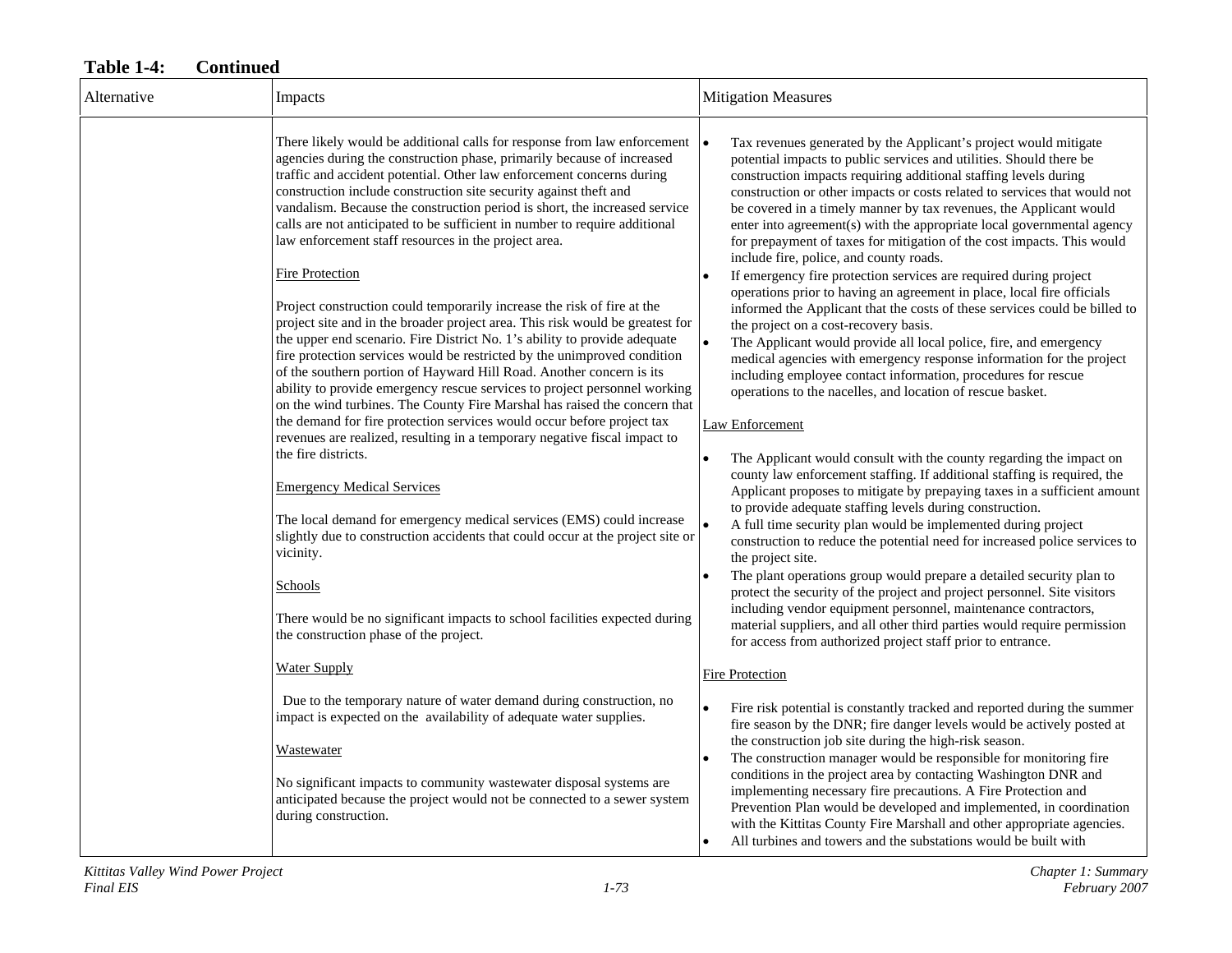**Table 1-4: Continued**

| Alternative | Impacts | Mitigation Measures |
|---|---|---|
| | There likely would be additional calls for response from law enforcement agencies during the construction phase, primarily because of increased traffic and accident potential. Other law enforcement concerns during construction include construction site security against theft and vandalism. Because the construction period is short, the increased service calls are not anticipated to be sufficient in number to require additional law enforcement staff resources in the project area.<br><br><u>Fire Protection</u><br><br>Project construction could temporarily increase the risk of fire at the project site and in the broader project area. This risk would be greatest for the upper end scenario. Fire District No. 1's ability to provide adequate fire protection services would be restricted by the unimproved condition of the southern portion of Hayward Hill Road. Another concern is its ability to provide emergency rescue services to project personnel working on the wind turbines. The County Fire Marshal has raised the concern that the demand for fire protection services would occur before project tax revenues are realized, resulting in a temporary negative fiscal impact to the fire districts.<br><br><u>Emergency Medical Services</u><br><br>The local demand for emergency medical services (EMS) could increase slightly due to construction accidents that could occur at the project site or vicinity.<br><br><u>Schools</u><br><br>There would be no significant impacts to school facilities expected during the construction phase of the project.<br><br><u>Water Supply</u><br><br>Due to the temporary nature of water demand during construction, no impact is expected on the availability of adequate water supplies.<br><br><u>Wastewater</u><br><br>No significant impacts to community wastewater disposal systems are anticipated because the project would not be connected to a sewer system during construction. | • Tax revenues generated by the Applicant's project would mitigate potential impacts to public services and utilities. Should there be construction impacts requiring additional staffing levels during construction or other impacts or costs related to services that would not be covered in a timely manner by tax revenues, the Applicant would enter into agreement(s) with the appropriate local governmental agency for prepayment of taxes for mitigation of the cost impacts. This would include fire, police, and county roads.<br>• If emergency fire protection services are required during project operations prior to having an agreement in place, local fire officials informed the Applicant that the costs of these services could be billed to the project on a cost-recovery basis.<br>• The Applicant would provide all local police, fire, and emergency medical agencies with emergency response information for the project including employee contact information, procedures for rescue operations to the nacelles, and location of rescue basket.<br><br><u>Law Enforcement</u><br><br>• The Applicant would consult with the county regarding the impact on county law enforcement staffing. If additional staffing is required, the Applicant proposes to mitigate by prepaying taxes in a sufficient amount to provide adequate staffing levels during construction.<br>• A full time security plan would be implemented during project construction to reduce the potential need for increased police services to the project site.<br>• The plant operations group would prepare a detailed security plan to protect the security of the project and project personnel. Site visitors including vendor equipment personnel, maintenance contractors, material suppliers, and all other third parties would require permission for access from authorized project staff prior to entrance.<br><br><u>Fire Protection</u><br><br>• Fire risk potential is constantly tracked and reported during the summer fire season by the DNR; fire danger levels would be actively posted at the construction job site during the high-risk season.<br>• The construction manager would be responsible for monitoring fire conditions in the project area by contacting Washington DNR and implementing necessary fire precautions. A Fire Protection and Prevention Plan would be developed and implemented, in coordination with the Kittitas County Fire Marshall and other appropriate agencies.<br>• All turbines and towers and the substations would be built with |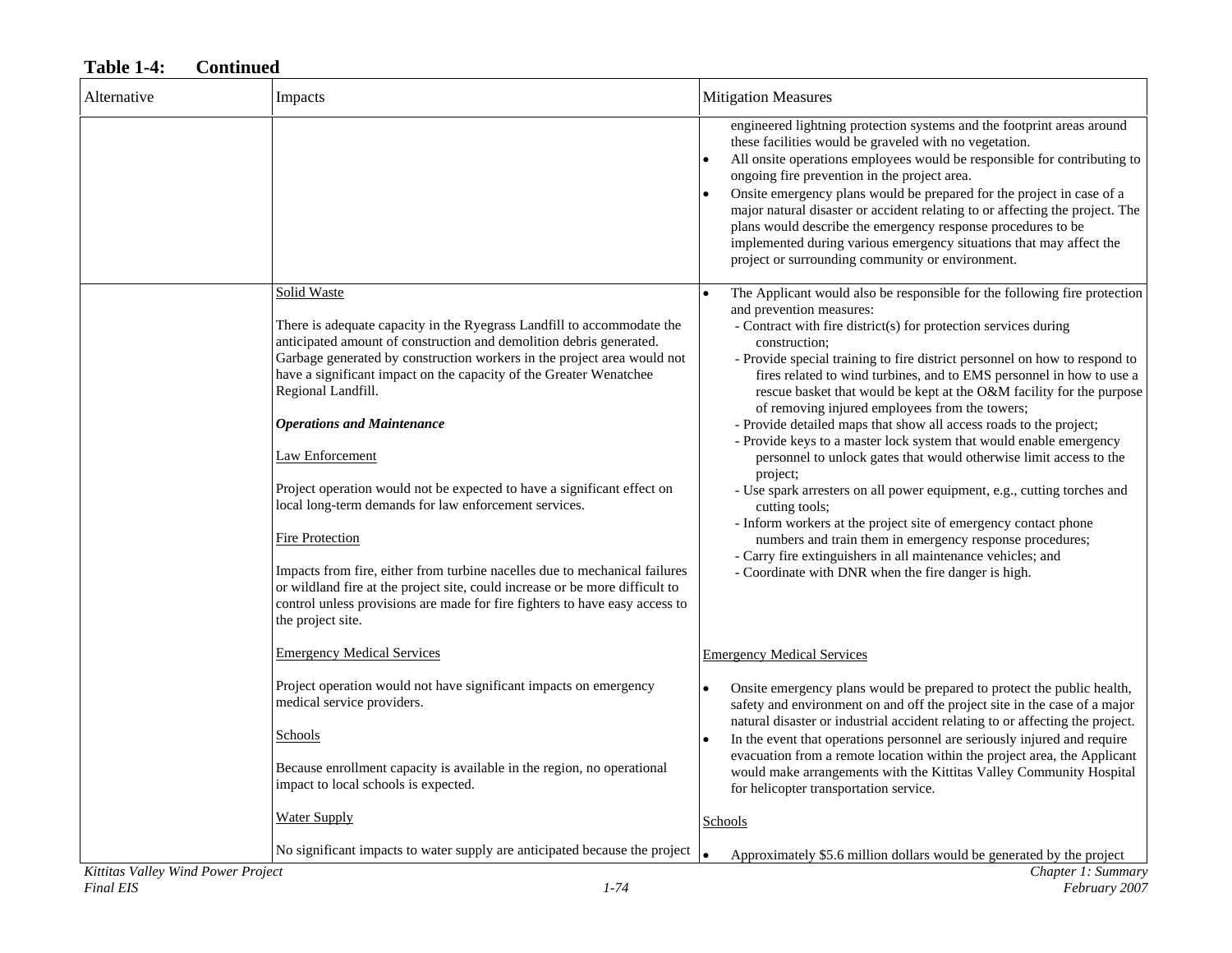**Table 1-4: Continued**

| Alternative | Impacts | Mitigation Measures |
|---|---|---|
| | | engineered lightning protection systems and the footprint areas around these facilities would be graveled with no vegetation.<br>• All onsite operations employees would be responsible for contributing to ongoing fire prevention in the project area.<br>• Onsite emergency plans would be prepared for the project in case of a major natural disaster or accident relating to or affecting the project. The plans would describe the emergency response procedures to be implemented during various emergency situations that may affect the project or surrounding community or environment. |
| | <u>Solid Waste</u><br><br>There is adequate capacity in the Ryegrass Landfill to accommodate the anticipated amount of construction and demolition debris generated. Garbage generated by construction workers in the project area would not have a significant impact on the capacity of the Greater Wenatchee Regional Landfill.<br><br>***Operations and Maintenance***<br><br><u>Law Enforcement</u><br><br>Project operation would not be expected to have a significant effect on local long-term demands for law enforcement services.<br><br><u>Fire Protection</u><br><br>Impacts from fire, either from turbine nacelles due to mechanical failures or wildland fire at the project site, could increase or be more difficult to control unless provisions are made for fire fighters to have easy access to the project site.<br><br><u>Emergency Medical Services</u><br><br>Project operation would not have significant impacts on emergency medical service providers.<br><br><u>Schools</u><br><br>Because enrollment capacity is available in the region, no operational impact to local schools is expected.<br><br><u>Water Supply</u><br><br>No significant impacts to water supply are anticipated because the project | • The Applicant would also be responsible for the following fire protection and prevention measures:<br>- Contract with fire district(s) for protection services during construction;<br>- Provide special training to fire district personnel on how to respond to fires related to wind turbines, and to EMS personnel in how to use a rescue basket that would be kept at the O&M facility for the purpose of removing injured employees from the towers;<br>- Provide detailed maps that show all access roads to the project;<br>- Provide keys to a master lock system that would enable emergency personnel to unlock gates that would otherwise limit access to the project;<br>- Use spark arresters on all power equipment, e.g., cutting torches and cutting tools;<br>- Inform workers at the project site of emergency contact phone numbers and train them in emergency response procedures;<br>- Carry fire extinguishers in all maintenance vehicles; and<br>- Coordinate with DNR when the fire danger is high.<br><br><u>Emergency Medical Services</u><br><br>• Onsite emergency plans would be prepared to protect the public health, safety and environment on and off the project site in the case of a major natural disaster or industrial accident relating to or affecting the project.<br>• In the event that operations personnel are seriously injured and require evacuation from a remote location within the project area, the Applicant would make arrangements with the Kittitas Valley Community Hospital for helicopter transportation service.<br><br><u>Schools</u><br><br>• Approximately $5.6 million dollars would be generated by the project |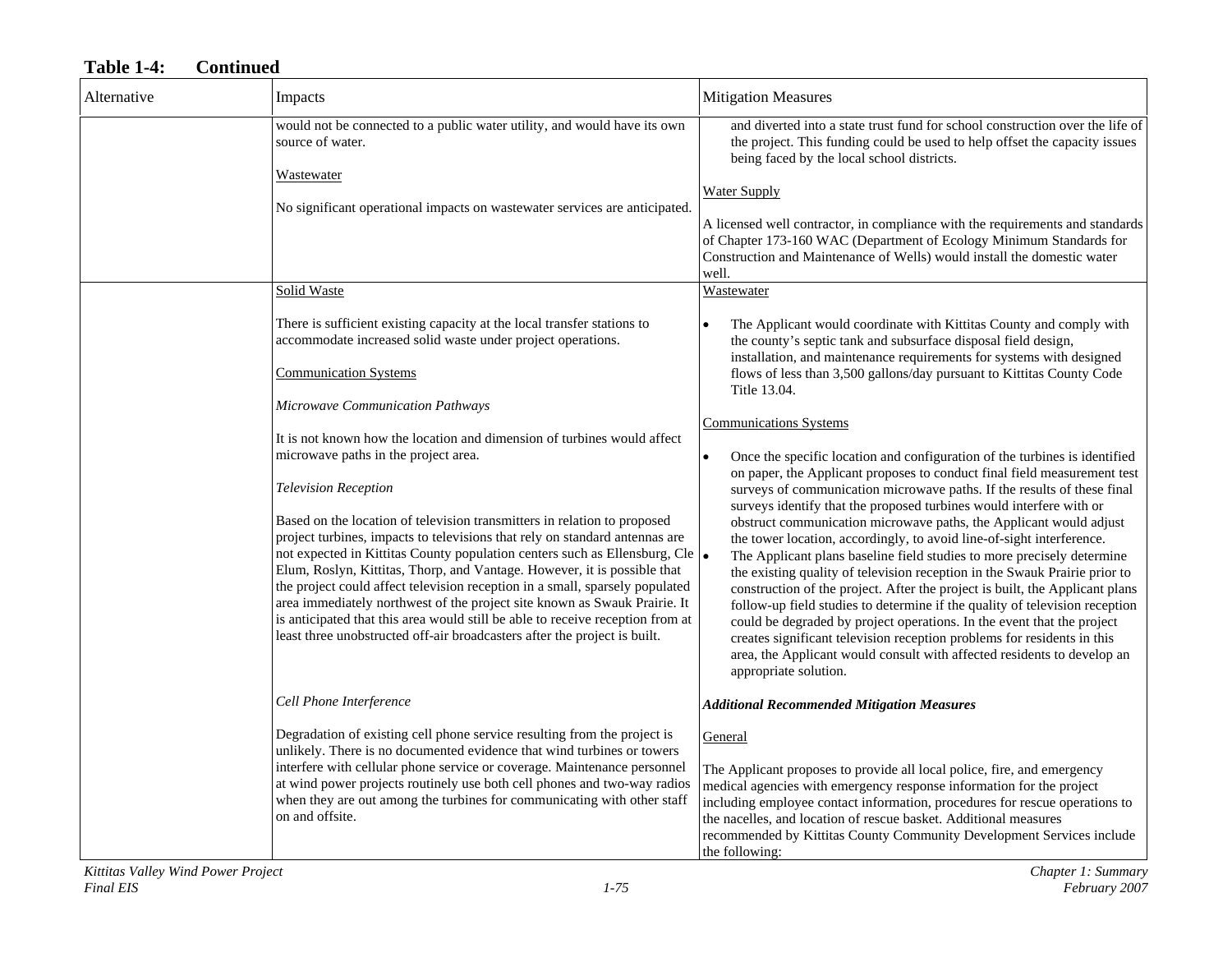**Table 1-4: Continued**

| Alternative | Impacts | Mitigation Measures |
|---|---|---|
| | would not be connected to a public water utility, and would have its own source of water.<br><br><u>Wastewater</u><br><br>No significant operational impacts on wastewater services are anticipated. | and diverted into a state trust fund for school construction over the life of the project. This funding could be used to help offset the capacity issues being faced by the local school districts.<br><br><u>Water Supply</u><br><br>A licensed well contractor, in compliance with the requirements and standards of Chapter 173-160 WAC (Department of Ecology Minimum Standards for Construction and Maintenance of Wells) would install the domestic water well. |
| | <u>Solid Waste</u><br><br>There is sufficient existing capacity at the local transfer stations to accommodate increased solid waste under project operations.<br><br><u>Communication Systems</u><br><br>*Microwave Communication Pathways*<br><br>It is not known how the location and dimension of turbines would affect microwave paths in the project area.<br><br>*Television Reception*<br><br>Based on the location of television transmitters in relation to proposed project turbines, impacts to televisions that rely on standard antennas are not expected in Kittitas County population centers such as Ellensburg, Cle Elum, Roslyn, Kittitas, Thorp, and Vantage. However, it is possible that the project could affect television reception in a small, sparsely populated area immediately northwest of the project site known as Swauk Prairie. It is anticipated that this area would still be able to receive reception from at least three unobstructed off-air broadcasters after the project is built.<br><br>*Cell Phone Interference*<br><br>Degradation of existing cell phone service resulting from the project is unlikely. There is no documented evidence that wind turbines or towers interfere with cellular phone service or coverage. Maintenance personnel at wind power projects routinely use both cell phones and two-way radios when they are out among the turbines for communicating with other staff on and offsite. | <u>Wastewater</u><br><br>• The Applicant would coordinate with Kittitas County and comply with the county's septic tank and subsurface disposal field design, installation, and maintenance requirements for systems with designed flows of less than 3,500 gallons/day pursuant to Kittitas County Code Title 13.04.<br><br><u>Communications Systems</u><br><br>• Once the specific location and configuration of the turbines is identified on paper, the Applicant proposes to conduct final field measurement test surveys of communication microwave paths. If the results of these final surveys identify that the proposed turbines would interfere with or obstruct communication microwave paths, the Applicant would adjust the tower location, accordingly, to avoid line-of-sight interference.<br>• The Applicant plans baseline field studies to more precisely determine the existing quality of television reception in the Swauk Prairie prior to construction of the project. After the project is built, the Applicant plans follow-up field studies to determine if the quality of television reception could be degraded by project operations. In the event that the project creates significant television reception problems for residents in this area, the Applicant would consult with affected residents to develop an appropriate solution.<br><br>***Additional Recommended Mitigation Measures***<br><br><u>General</u><br><br>The Applicant proposes to provide all local police, fire, and emergency medical agencies with emergency response information for the project including employee contact information, procedures for rescue operations to the nacelles, and location of rescue basket. Additional measures recommended by Kittitas County Community Development Services include the following: |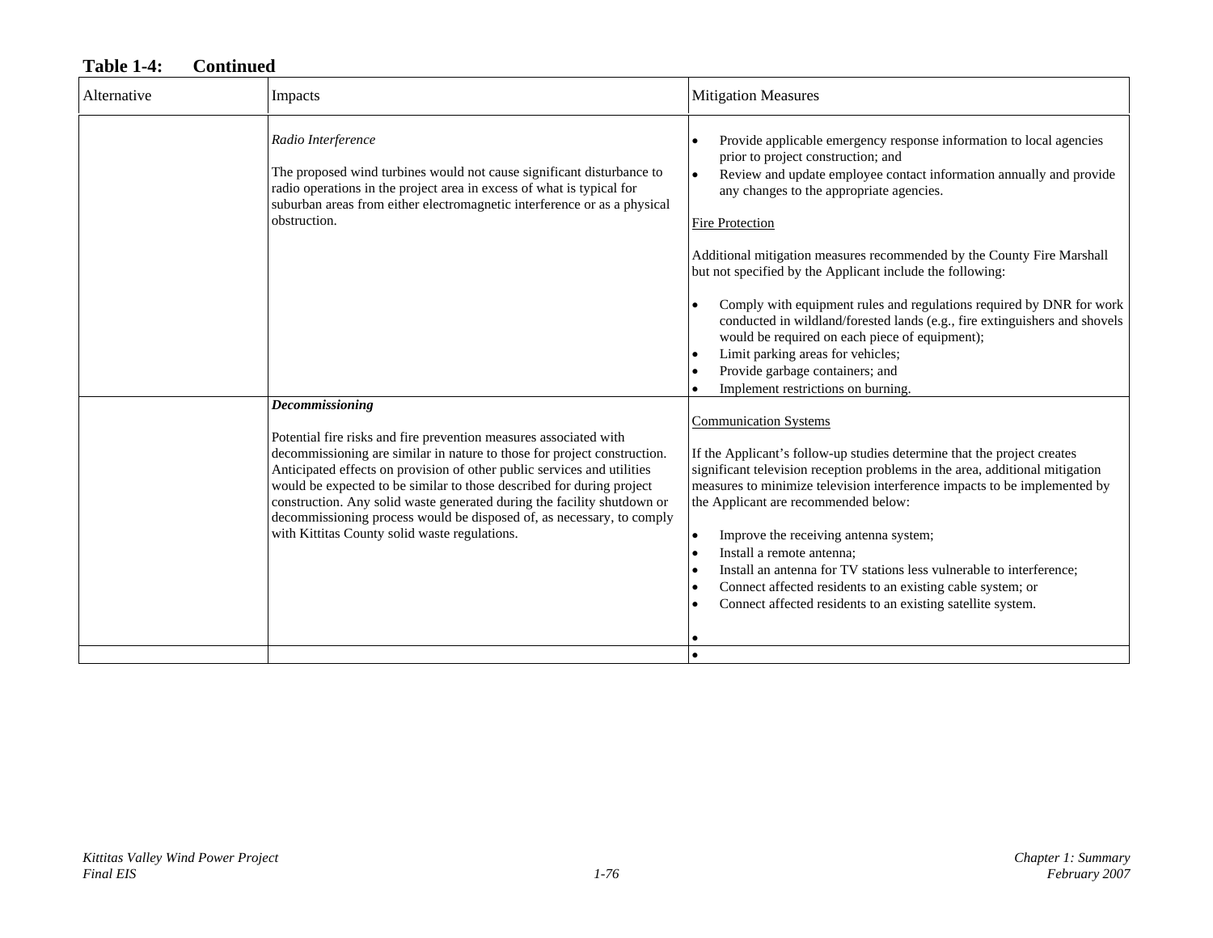**Table 1-4: Continued**

| Alternative | Impacts | Mitigation Measures |
|---|---|---|
| | *Radio Interference*<br><br>The proposed wind turbines would not cause significant disturbance to radio operations in the project area in excess of what is typical for suburban areas from either electromagnetic interference or as a physical obstruction. | • Provide applicable emergency response information to local agencies prior to project construction; and<br>• Review and update employee contact information annually and provide any changes to the appropriate agencies.<br><br>Fire Protection<br><br>Additional mitigation measures recommended by the County Fire Marshall but not specified by the Applicant include the following:<br><br>• Comply with equipment rules and regulations required by DNR for work conducted in wildland/forested lands (e.g., fire extinguishers and shovels would be required on each piece of equipment);<br>• Limit parking areas for vehicles;<br>• Provide garbage containers; and<br>• Implement restrictions on burning. |
| | ***Decommissioning***<br><br>Potential fire risks and fire prevention measures associated with decommissioning are similar in nature to those for project construction. Anticipated effects on provision of other public services and utilities would be expected to be similar to those described for during project construction. Any solid waste generated during the facility shutdown or decommissioning process would be disposed of, as necessary, to comply with Kittitas County solid waste regulations. | Communication Systems<br><br>If the Applicant's follow-up studies determine that the project creates significant television reception problems in the area, additional mitigation measures to minimize television interference impacts to be implemented by the Applicant are recommended below:<br><br>• Improve the receiving antenna system;<br>• Install a remote antenna;<br>• Install an antenna for TV stations less vulnerable to interference;<br>• Connect affected residents to an existing cable system; or<br>• Connect affected residents to an existing satellite system.<br><br>• |
| | | • |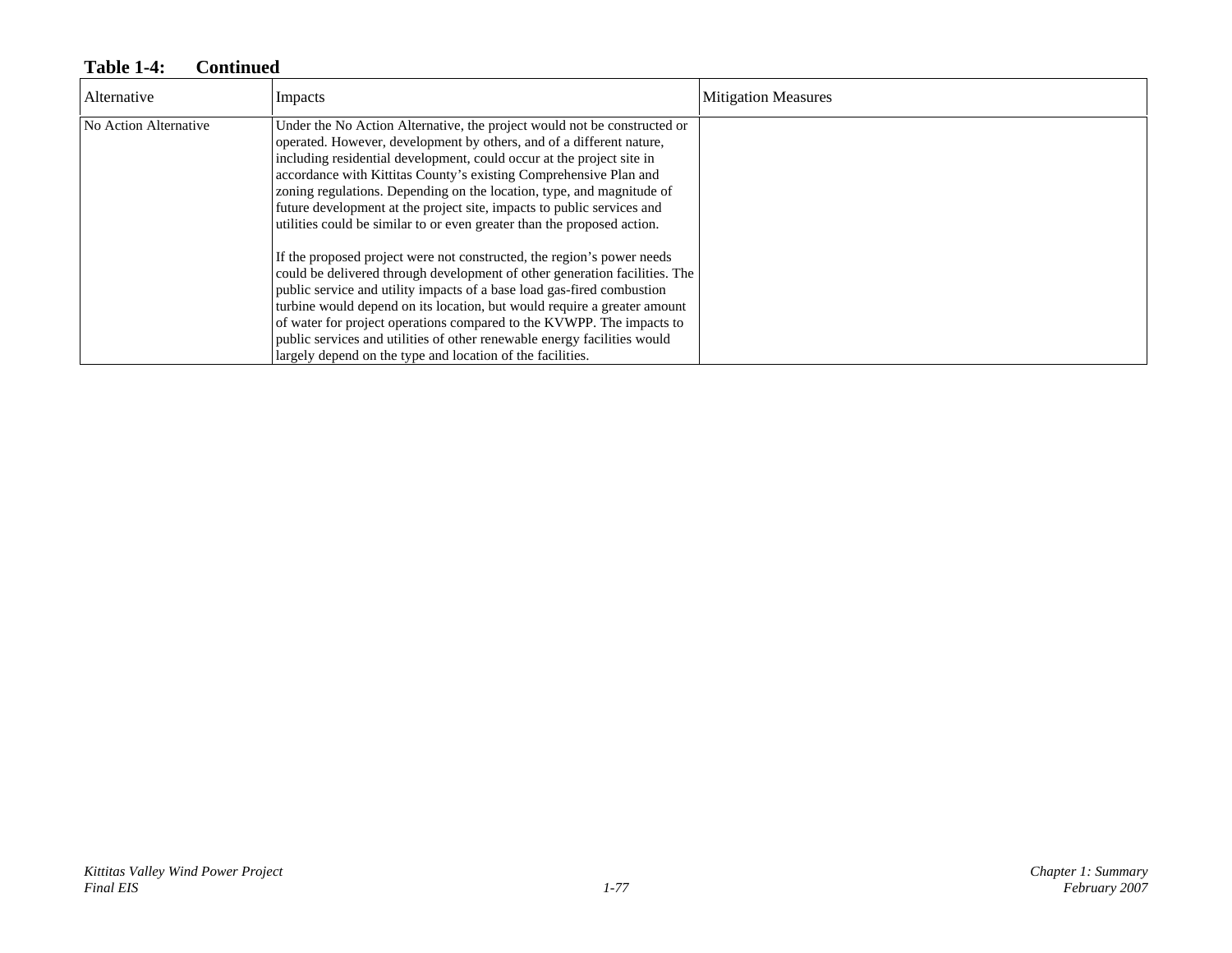**Table 1-4: Continued**

| Alternative | Impacts | Mitigation Measures |
|---|---|---|
| No Action Alternative | Under the No Action Alternative, the project would not be constructed or operated. However, development by others, and of a different nature, including residential development, could occur at the project site in accordance with Kittitas County's existing Comprehensive Plan and zoning regulations. Depending on the location, type, and magnitude of future development at the project site, impacts to public services and utilities could be similar to or even greater than the proposed action.<br><br>If the proposed project were not constructed, the region's power needs could be delivered through development of other generation facilities. The public service and utility impacts of a base load gas-fired combustion turbine would depend on its location, but would require a greater amount of water for project operations compared to the KVWPP. The impacts to public services and utilities of other renewable energy facilities would largely depend on the type and location of the facilities. | |